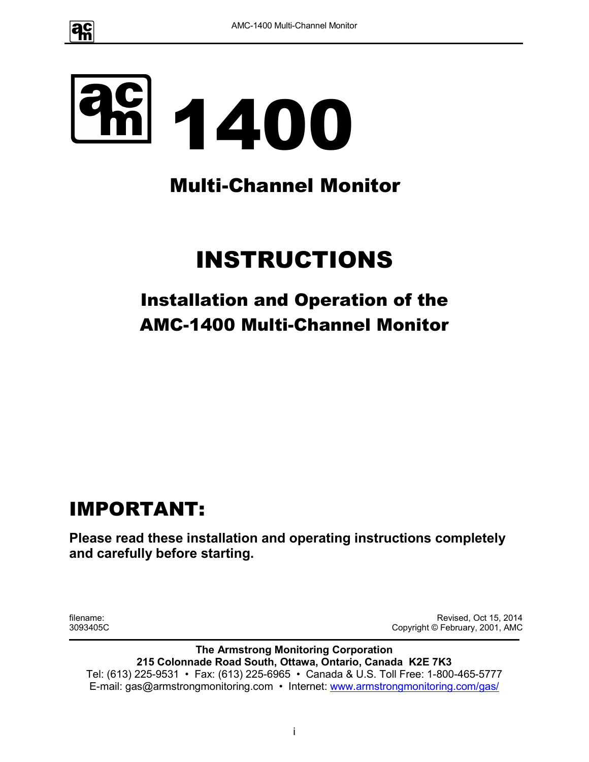# 1400

## Multi-Channel Monitor

# INSTRUCTIONS

## Installation and Operation of the AMC-1400 Multi-Channel Monitor

# IMPORTANT:

**Please read these installation and operating instructions completely and carefully before starting.**

filename:
3093405C

Revised, Oct 15, 2014
Copyright © February, 2001, AMC

**The Armstrong Monitoring Corporation**
**215 Colonnade Road South, Ottawa, Ontario, Canada K2E 7K3**
Tel: (613) 225-9531 • Fax: (613) 225-6965 • Canada & U.S. Toll Free: 1-800-465-5777
E-mail: gas@armstrongmonitoring.com • Internet: www.armstrongmonitoring.com/gas/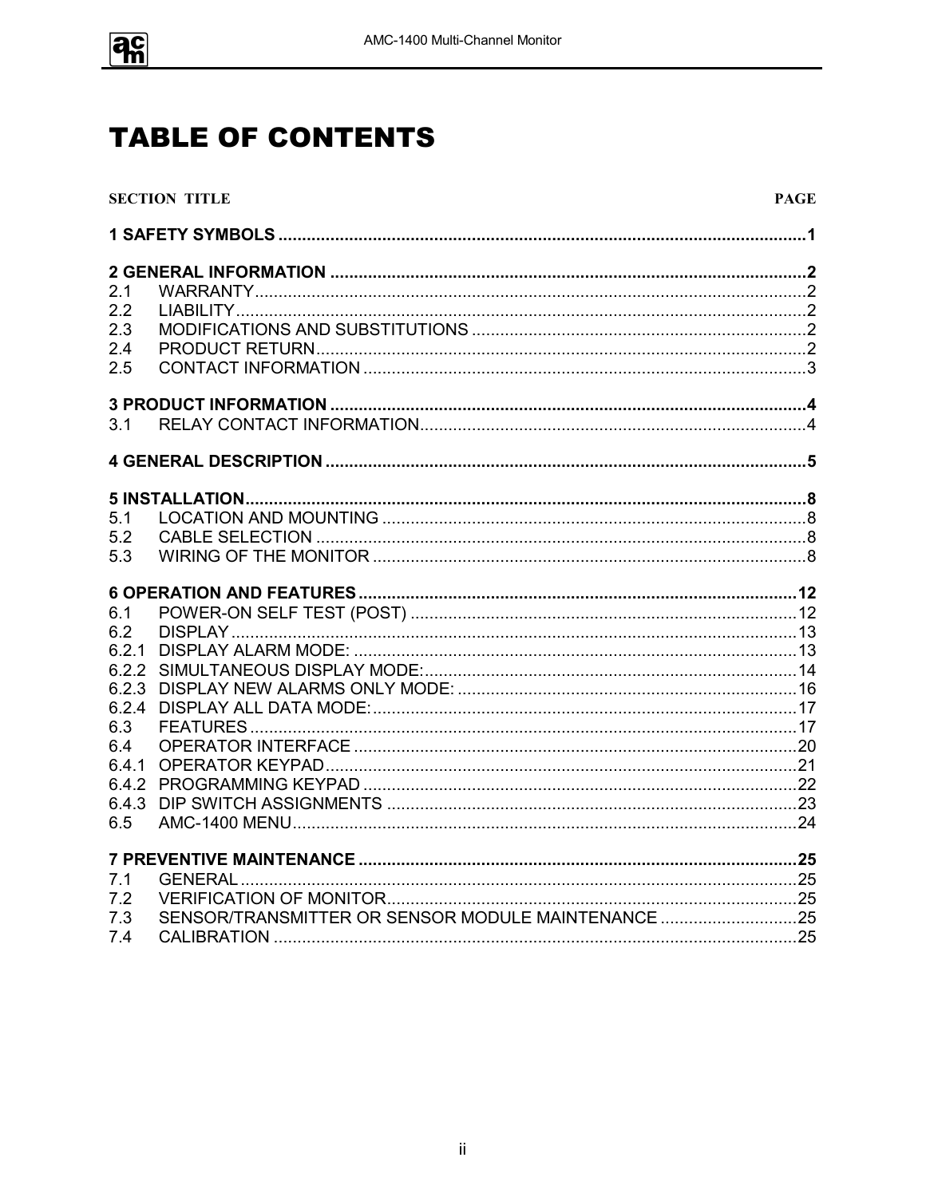# TABLE OF CONTENTS

| SECTION | TITLE | PAGE |
|---|---|---|
| **1** | **SAFETY SYMBOLS** | **1** |
| **2** | **GENERAL INFORMATION** | **2** |
| 2.1 | WARRANTY | 2 |
| 2.2 | LIABILITY | 2 |
| 2.3 | MODIFICATIONS AND SUBSTITUTIONS | 2 |
| 2.4 | PRODUCT RETURN | 2 |
| 2.5 | CONTACT INFORMATION | 3 |
| **3** | **PRODUCT INFORMATION** | **4** |
| 3.1 | RELAY CONTACT INFORMATION | 4 |
| **4** | **GENERAL DESCRIPTION** | **5** |
| **5** | **INSTALLATION** | **8** |
| 5.1 | LOCATION AND MOUNTING | 8 |
| 5.2 | CABLE SELECTION | 8 |
| 5.3 | WIRING OF THE MONITOR | 8 |
| **6** | **OPERATION AND FEATURES** | **12** |
| 6.1 | POWER-ON SELF TEST (POST) | 12 |
| 6.2 | DISPLAY | 13 |
| 6.2.1 | DISPLAY ALARM MODE: | 13 |
| 6.2.2 | SIMULTANEOUS DISPLAY MODE: | 14 |
| 6.2.3 | DISPLAY NEW ALARMS ONLY MODE: | 16 |
| 6.2.4 | DISPLAY ALL DATA MODE: | 17 |
| 6.3 | FEATURES | 17 |
| 6.4 | OPERATOR INTERFACE | 20 |
| 6.4.1 | OPERATOR KEYPAD | 21 |
| 6.4.2 | PROGRAMMING KEYPAD | 22 |
| 6.4.3 | DIP SWITCH ASSIGNMENTS | 23 |
| 6.5 | AMC-1400 MENU | 24 |
| **7** | **PREVENTIVE MAINTENANCE** | **25** |
| 7.1 | GENERAL | 25 |
| 7.2 | VERIFICATION OF MONITOR | 25 |
| 7.3 | SENSOR/TRANSMITTER OR SENSOR MODULE MAINTENANCE | 25 |
| 7.4 | CALIBRATION | 25 |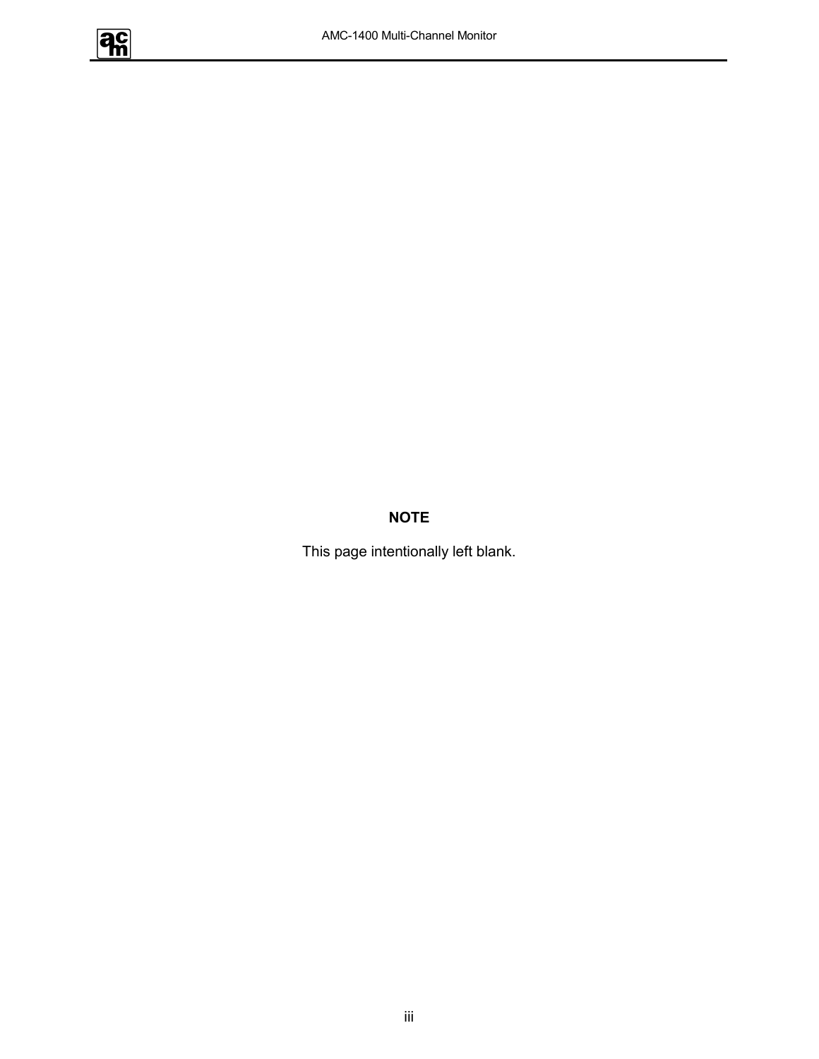**NOTE**

This page intentionally left blank.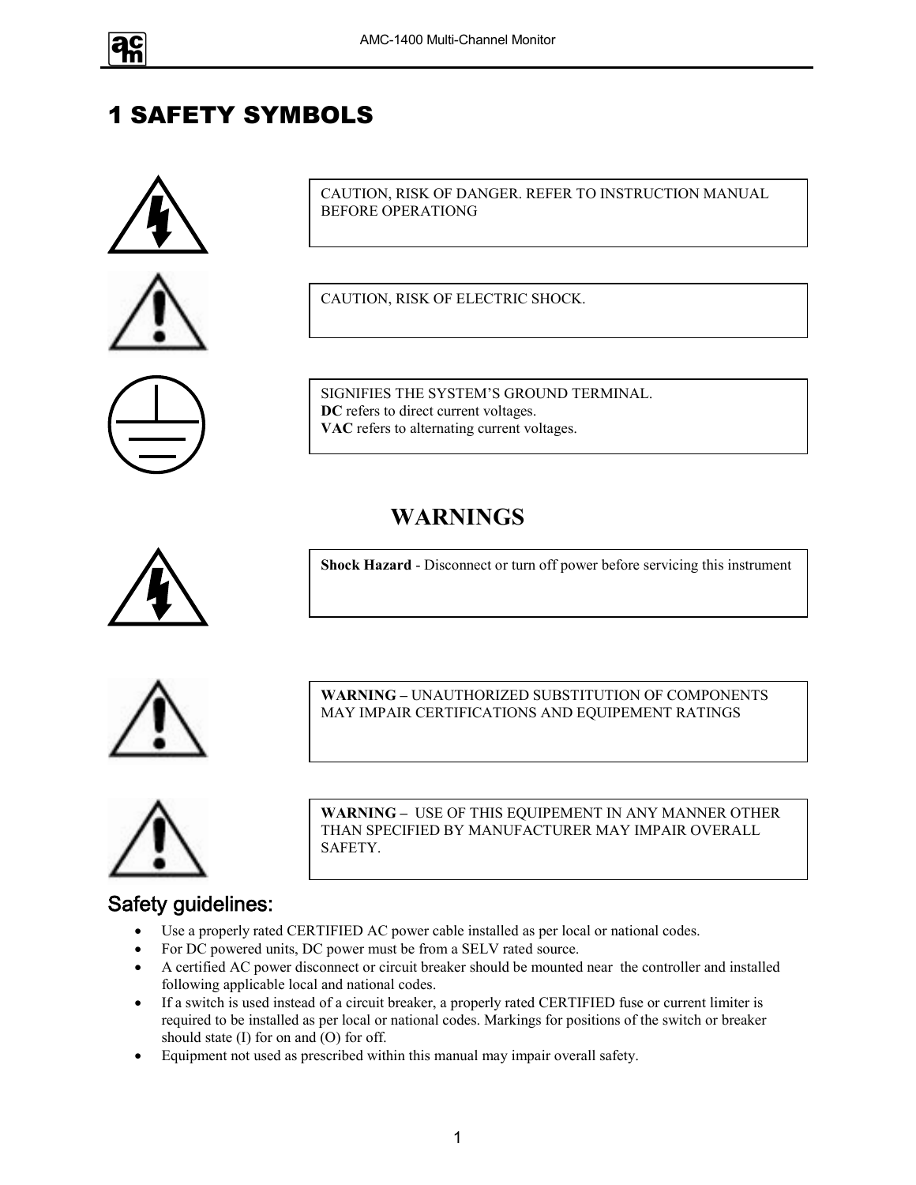# 1 SAFETY SYMBOLS

CAUTION, RISK OF DANGER. REFER TO INSTRUCTION MANUAL BEFORE OPERATIONG

CAUTION, RISK OF ELECTRIC SHOCK.

SIGNIFIES THE SYSTEM'S GROUND TERMINAL.
**DC** refers to direct current voltages.
**VAC** refers to alternating current voltages.

## WARNINGS

**Shock Hazard** - Disconnect or turn off power before servicing this instrument

**WARNING –** UNAUTHORIZED SUBSTITUTION OF COMPONENTS MAY IMPAIR CERTIFICATIONS AND EQUIPEMENT RATINGS

**WARNING –** USE OF THIS EQUIPEMENT IN ANY MANNER OTHER THAN SPECIFIED BY MANUFACTURER MAY IMPAIR OVERALL SAFETY.

### Safety guidelines:

- Use a properly rated CERTIFIED AC power cable installed as per local or national codes.
- For DC powered units, DC power must be from a SELV rated source.
- A certified AC power disconnect or circuit breaker should be mounted near the controller and installed following applicable local and national codes.
- If a switch is used instead of a circuit breaker, a properly rated CERTIFIED fuse or current limiter is required to be installed as per local or national codes. Markings for positions of the switch or breaker should state (I) for on and (O) for off.
- Equipment not used as prescribed within this manual may impair overall safety.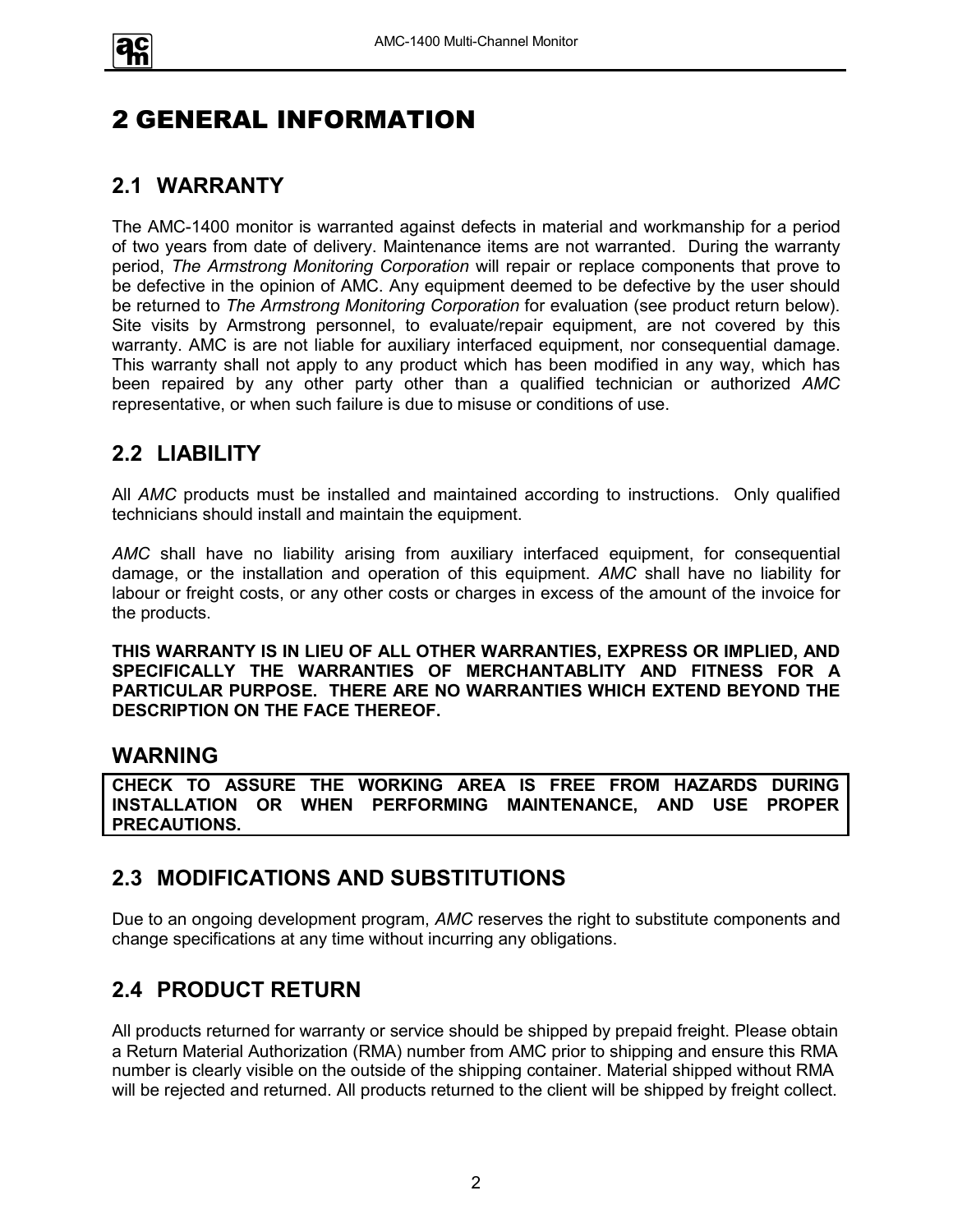# 2 GENERAL INFORMATION

## 2.1 WARRANTY

The AMC-1400 monitor is warranted against defects in material and workmanship for a period of two years from date of delivery. Maintenance items are not warranted. During the warranty period, *The Armstrong Monitoring Corporation* will repair or replace components that prove to be defective in the opinion of AMC. Any equipment deemed to be defective by the user should be returned to *The Armstrong Monitoring Corporation* for evaluation (see product return below). Site visits by Armstrong personnel, to evaluate/repair equipment, are not covered by this warranty. AMC is are not liable for auxiliary interfaced equipment, nor consequential damage. This warranty shall not apply to any product which has been modified in any way, which has been repaired by any other party other than a qualified technician or authorized *AMC* representative, or when such failure is due to misuse or conditions of use.

## 2.2 LIABILITY

All *AMC* products must be installed and maintained according to instructions. Only qualified technicians should install and maintain the equipment.

*AMC* shall have no liability arising from auxiliary interfaced equipment, for consequential damage, or the installation and operation of this equipment. *AMC* shall have no liability for labour or freight costs, or any other costs or charges in excess of the amount of the invoice for the products.

**THIS WARRANTY IS IN LIEU OF ALL OTHER WARRANTIES, EXPRESS OR IMPLIED, AND SPECIFICALLY THE WARRANTIES OF MERCHANTABLITY AND FITNESS FOR A PARTICULAR PURPOSE. THERE ARE NO WARRANTIES WHICH EXTEND BEYOND THE DESCRIPTION ON THE FACE THEREOF.**

### WARNING

**CHECK TO ASSURE THE WORKING AREA IS FREE FROM HAZARDS DURING INSTALLATION OR WHEN PERFORMING MAINTENANCE, AND USE PROPER PRECAUTIONS.**

## 2.3 MODIFICATIONS AND SUBSTITUTIONS

Due to an ongoing development program, *AMC* reserves the right to substitute components and change specifications at any time without incurring any obligations.

## 2.4 PRODUCT RETURN

All products returned for warranty or service should be shipped by prepaid freight. Please obtain a Return Material Authorization (RMA) number from AMC prior to shipping and ensure this RMA number is clearly visible on the outside of the shipping container. Material shipped without RMA will be rejected and returned. All products returned to the client will be shipped by freight collect.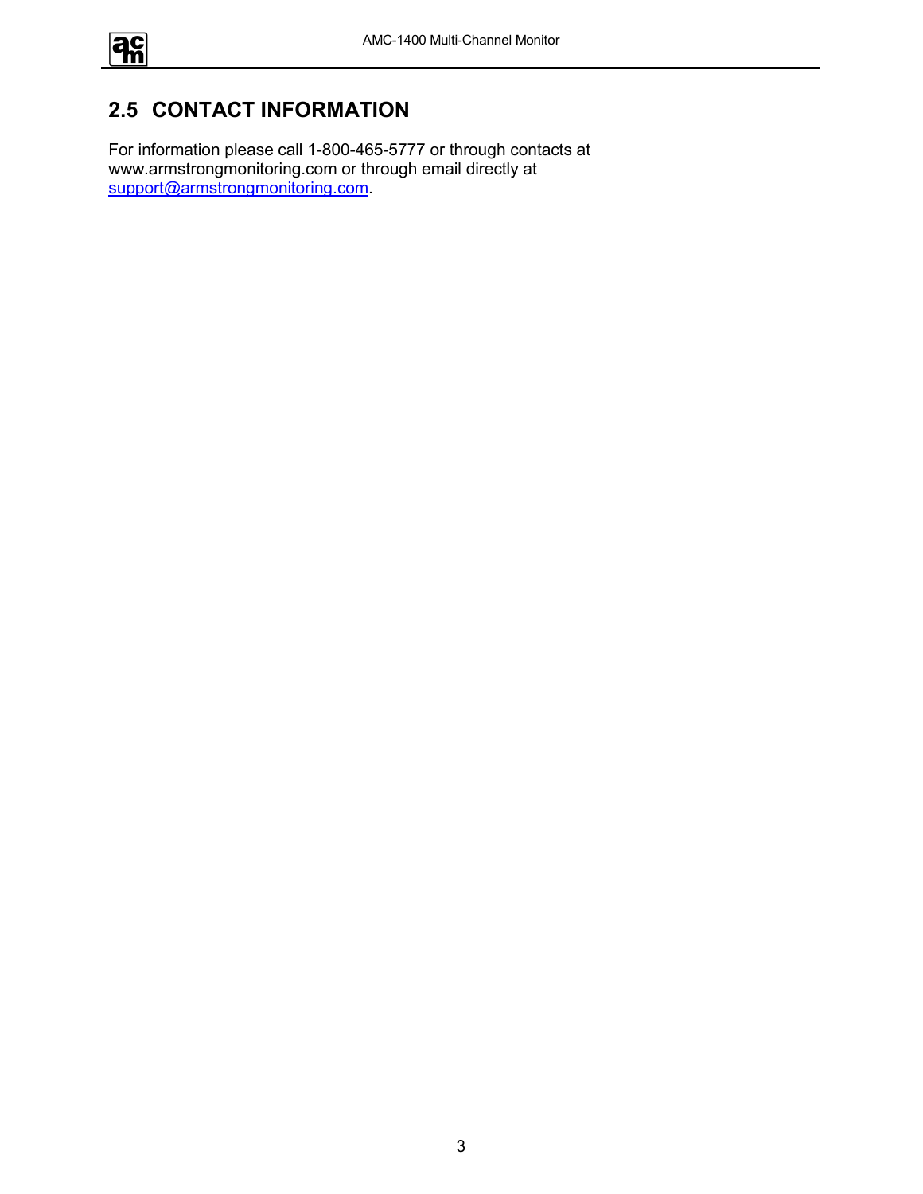## 2.5 CONTACT INFORMATION

For information please call 1-800-465-5777 or through contacts at www.armstrongmonitoring.com or through email directly at support@armstrongmonitoring.com.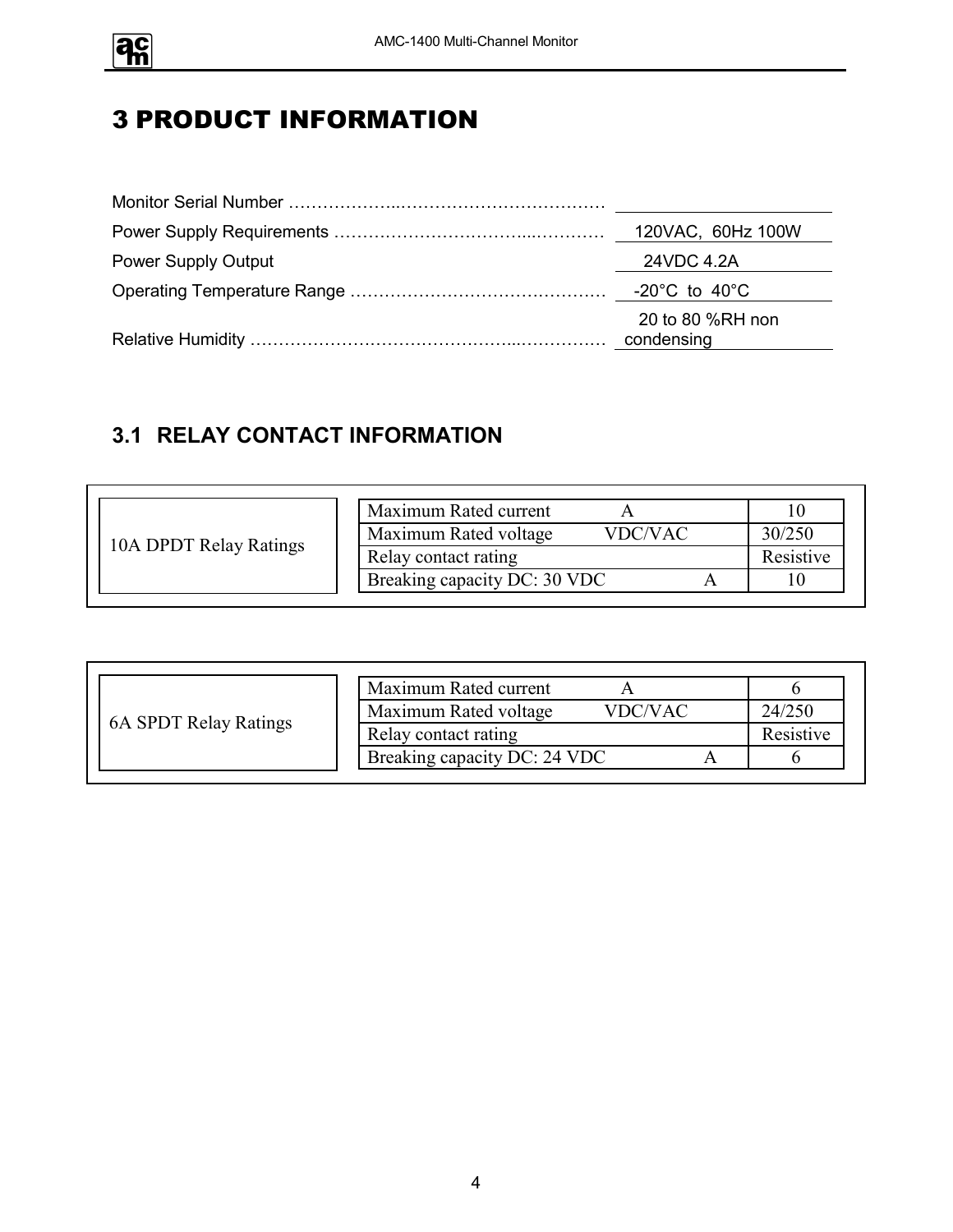# 3 PRODUCT INFORMATION

| | |
|---|---|
| Monitor Serial Number ……………………………………………… | |
| Power Supply Requirements ………………………………………… | 120VAC, 60Hz 100W |
| Power Supply Output | 24VDC 4.2A |
| Operating Temperature Range ……………………………………… | -20°C to 40°C |
| Relative Humidity …………………………………………………… | 20 to 80 %RH non condensing |

## 3.1 RELAY CONTACT INFORMATION

**10A DPDT Relay Ratings**

| | | |
|---|---|---|
| Maximum Rated current | A | 10 |
| Maximum Rated voltage | VDC/VAC | 30/250 |
| Relay contact rating | | Resistive |
| Breaking capacity DC: 30 VDC | A | 10 |

**6A SPDT Relay Ratings**

| | | |
|---|---|---|
| Maximum Rated current | A | 6 |
| Maximum Rated voltage | VDC/VAC | 24/250 |
| Relay contact rating | | Resistive |
| Breaking capacity DC: 24 VDC | A | 6 |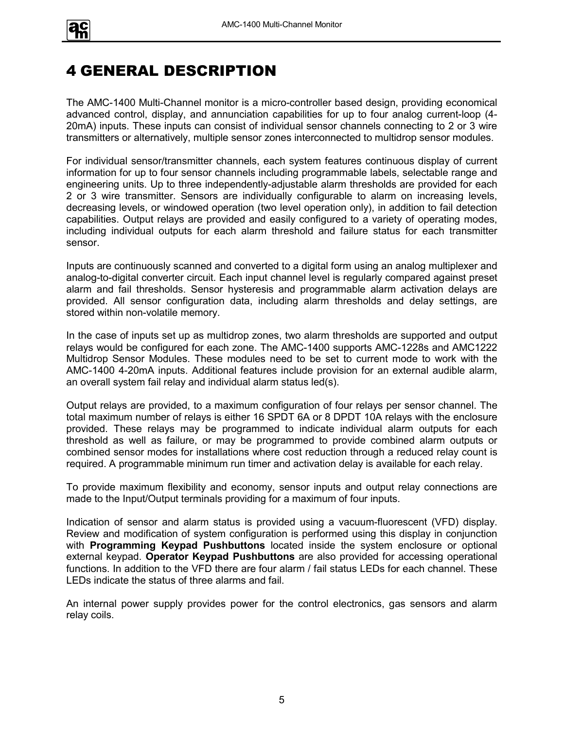# 4 GENERAL DESCRIPTION

The AMC-1400 Multi-Channel monitor is a micro-controller based design, providing economical advanced control, display, and annunciation capabilities for up to four analog current-loop (4-20mA) inputs. These inputs can consist of individual sensor channels connecting to 2 or 3 wire transmitters or alternatively, multiple sensor zones interconnected to multidrop sensor modules.

For individual sensor/transmitter channels, each system features continuous display of current information for up to four sensor channels including programmable labels, selectable range and engineering units. Up to three independently-adjustable alarm thresholds are provided for each 2 or 3 wire transmitter. Sensors are individually configurable to alarm on increasing levels, decreasing levels, or windowed operation (two level operation only), in addition to fail detection capabilities. Output relays are provided and easily configured to a variety of operating modes, including individual outputs for each alarm threshold and failure status for each transmitter sensor.

Inputs are continuously scanned and converted to a digital form using an analog multiplexer and analog-to-digital converter circuit. Each input channel level is regularly compared against preset alarm and fail thresholds. Sensor hysteresis and programmable alarm activation delays are provided. All sensor configuration data, including alarm thresholds and delay settings, are stored within non-volatile memory.

In the case of inputs set up as multidrop zones, two alarm thresholds are supported and output relays would be configured for each zone. The AMC-1400 supports AMC-1228s and AMC1222 Multidrop Sensor Modules. These modules need to be set to current mode to work with the AMC-1400 4-20mA inputs. Additional features include provision for an external audible alarm, an overall system fail relay and individual alarm status led(s).

Output relays are provided, to a maximum configuration of four relays per sensor channel. The total maximum number of relays is either 16 SPDT 6A or 8 DPDT 10A relays with the enclosure provided. These relays may be programmed to indicate individual alarm outputs for each threshold as well as failure, or may be programmed to provide combined alarm outputs or combined sensor modes for installations where cost reduction through a reduced relay count is required. A programmable minimum run timer and activation delay is available for each relay.

To provide maximum flexibility and economy, sensor inputs and output relay connections are made to the Input/Output terminals providing for a maximum of four inputs.

Indication of sensor and alarm status is provided using a vacuum-fluorescent (VFD) display. Review and modification of system configuration is performed using this display in conjunction with **Programming Keypad Pushbuttons** located inside the system enclosure or optional external keypad. **Operator Keypad Pushbuttons** are also provided for accessing operational functions. In addition to the VFD there are four alarm / fail status LEDs for each channel. These LEDs indicate the status of three alarms and fail.

An internal power supply provides power for the control electronics, gas sensors and alarm relay coils.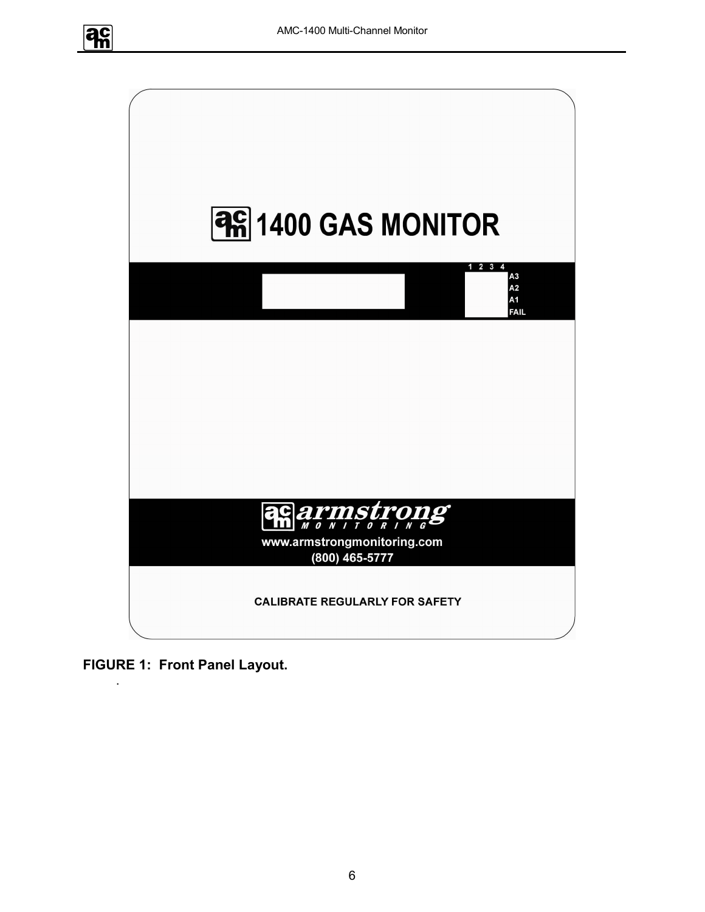1400 GAS MONITOR

1 2 3 4

A3

A2

A1

FAIL

armstrong MONITORING

www.armstrongmonitoring.com

(800) 465-5777

CALIBRATE REGULARLY FOR SAFETY

**FIGURE 1: Front Panel Layout.**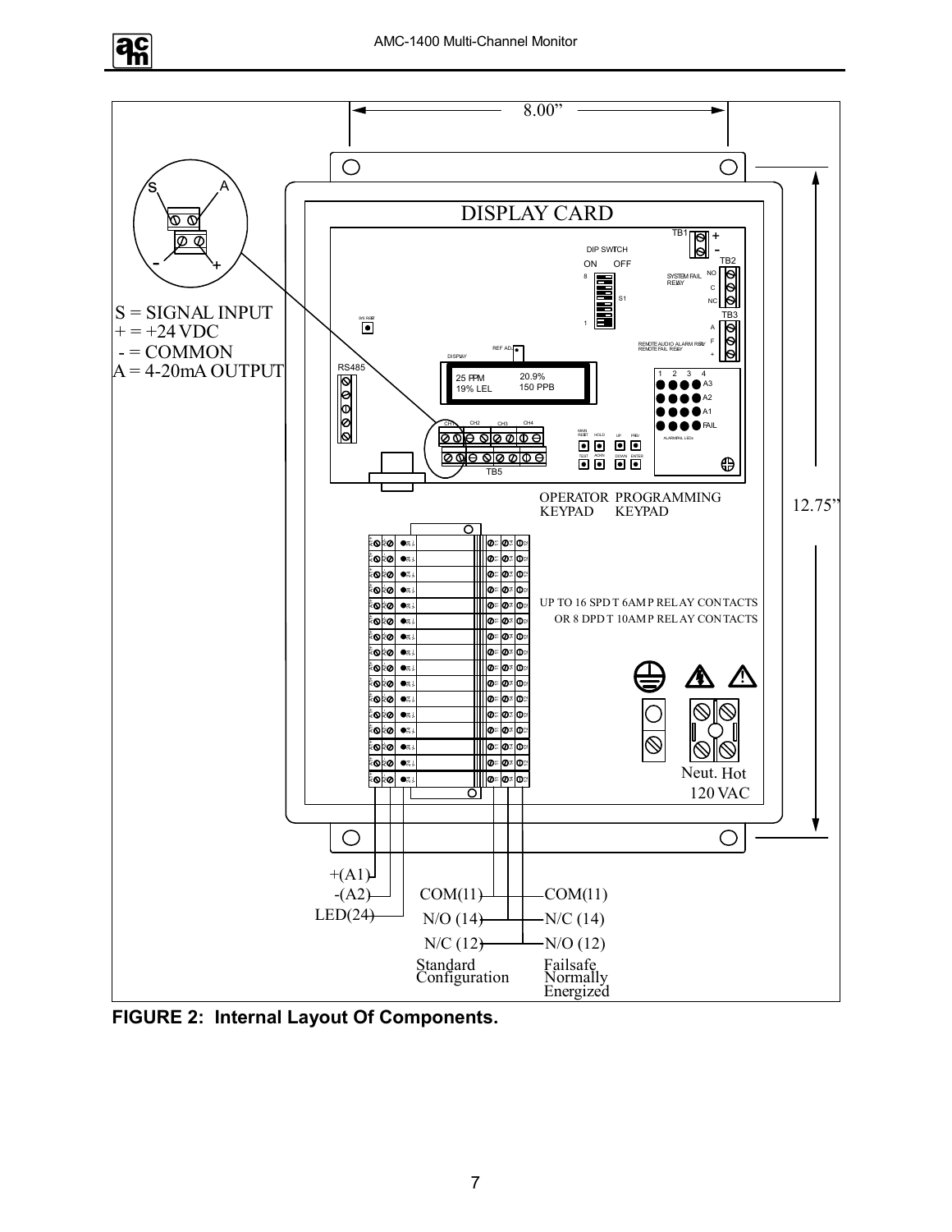8.00"

S A

S = SIGNAL INPUT
+ = +24 VDC
- = COMMON
A = 4-20mA OUTPUT

DISPLAY CARD

TB1 + -

DIP SWITCH
ON OFF

TB2
SYSTEM FAIL RELAY
NO C NC

S1

TB3
REMOTE AUDIO ALARM RELAY
REMOTE FAIL RELAY
A F +

SYS RESET

REF ADJ

DISPLAY

RS485

25 PPM 20.9%
19% LEL 150 PPB

1 2 3 4
A3
A2
A1
FAIL

ALARM/FAIL LEDs

CH1 CH2 CH3 CH4

TB5

MAIN RESET HOLD UP PREV
TEST ACKN DOWN ENTER

OPERATOR KEYPAD PROGRAMMING KEYPAD

12.75"

UP TO 16 SPDT 6AMP RELAY CONTACTS
OR 8 DPDT 10AMP RELAY CONTACTS

Neut. Hot
120 VAC

+(A1)
-(A2)
LED(24)

COM(11)
N/O (14)
N/C (12)
Standard Configuration

COM(11)
N/C (14)
N/O (12)
Failsafe Normally Energized

**FIGURE 2: Internal Layout Of Components.**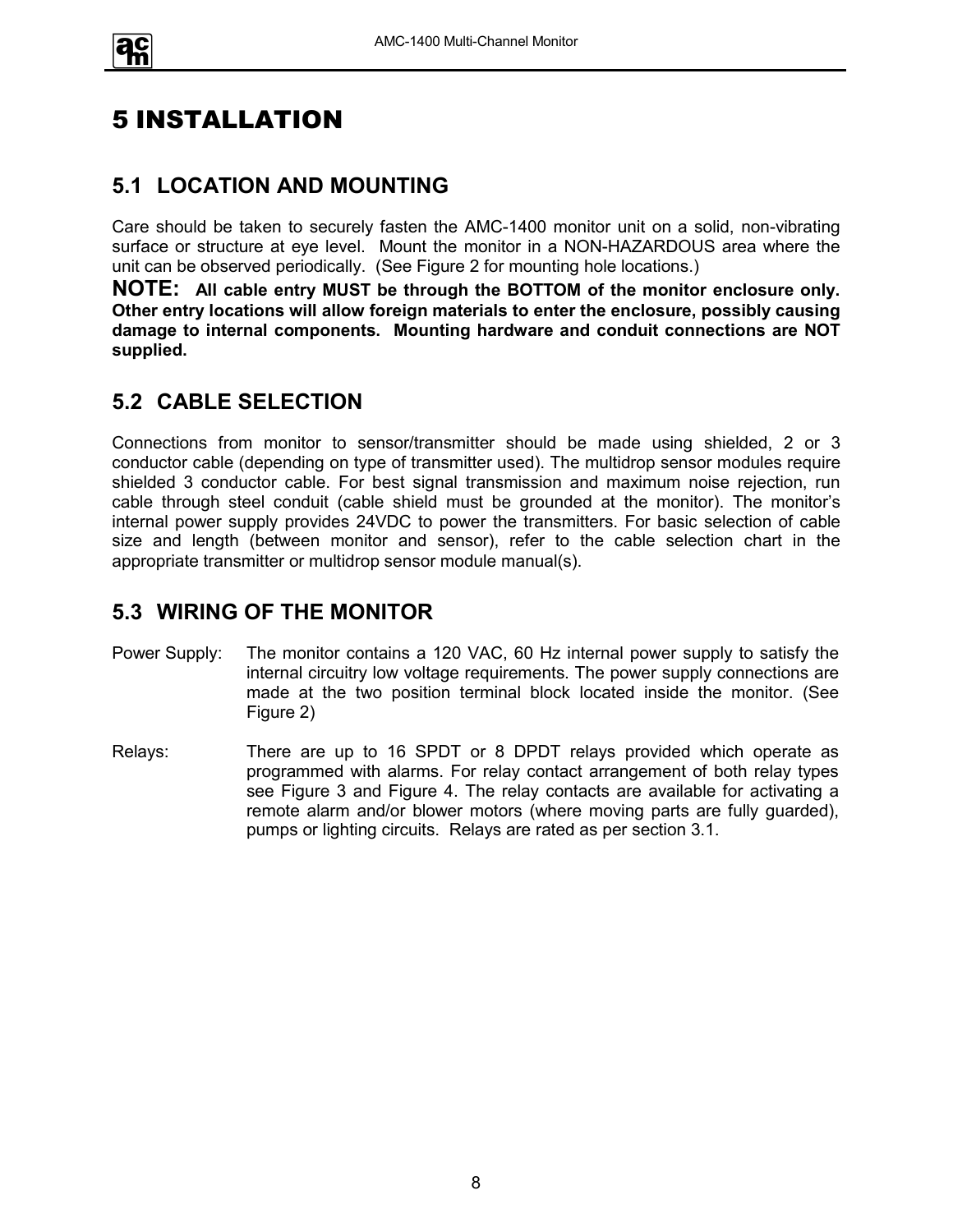# 5 INSTALLATION

## 5.1 LOCATION AND MOUNTING

Care should be taken to securely fasten the AMC-1400 monitor unit on a solid, non-vibrating surface or structure at eye level. Mount the monitor in a NON-HAZARDOUS area where the unit can be observed periodically. (See Figure 2 for mounting hole locations.)

**NOTE: All cable entry MUST be through the BOTTOM of the monitor enclosure only. Other entry locations will allow foreign materials to enter the enclosure, possibly causing damage to internal components. Mounting hardware and conduit connections are NOT supplied.**

## 5.2 CABLE SELECTION

Connections from monitor to sensor/transmitter should be made using shielded, 2 or 3 conductor cable (depending on type of transmitter used). The multidrop sensor modules require shielded 3 conductor cable. For best signal transmission and maximum noise rejection, run cable through steel conduit (cable shield must be grounded at the monitor). The monitor's internal power supply provides 24VDC to power the transmitters. For basic selection of cable size and length (between monitor and sensor), refer to the cable selection chart in the appropriate transmitter or multidrop sensor module manual(s).

## 5.3 WIRING OF THE MONITOR

Power Supply: The monitor contains a 120 VAC, 60 Hz internal power supply to satisfy the internal circuitry low voltage requirements. The power supply connections are made at the two position terminal block located inside the monitor. (See Figure 2)

Relays: There are up to 16 SPDT or 8 DPDT relays provided which operate as programmed with alarms. For relay contact arrangement of both relay types see Figure 3 and Figure 4. The relay contacts are available for activating a remote alarm and/or blower motors (where moving parts are fully guarded), pumps or lighting circuits. Relays are rated as per section 3.1.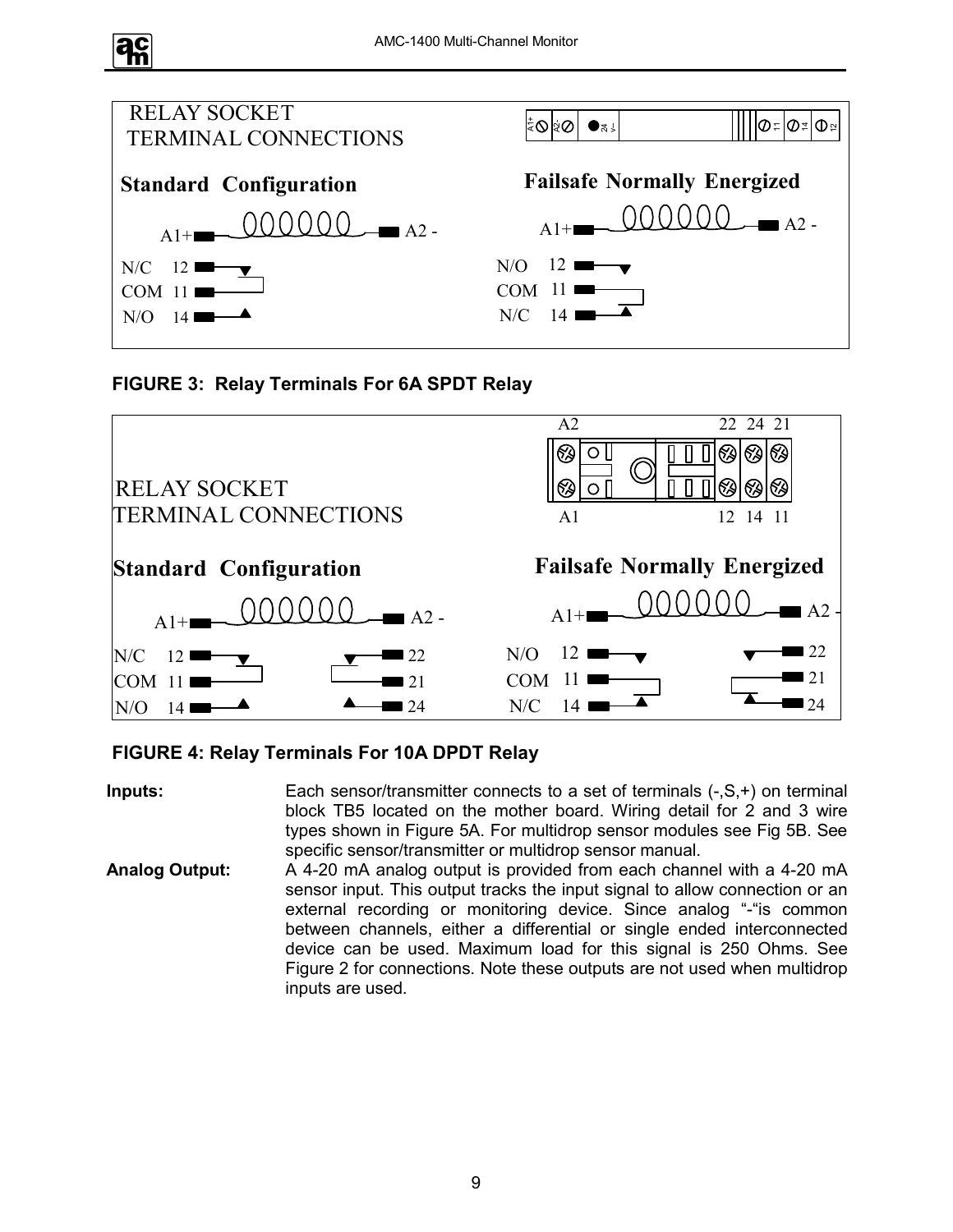RELAY SOCKET
TERMINAL CONNECTIONS

**Standard Configuration**

A1+ A2 -

N/C 12
COM 11
N/O 14

**Failsafe Normally Energized**

A1+ A2 -

N/O 12
COM 11
N/C 14

**FIGURE 3: Relay Terminals For 6A SPDT Relay**

A2 22 24 21

A1 12 14 11

RELAY SOCKET
TERMINAL CONNECTIONS

**Standard Configuration**

A1+ A2 -

N/C 12 22
COM 11 21
N/O 14 24

**Failsafe Normally Energized**

A1+ A2 -

N/O 12 22
COM 11 21
N/C 14 24

**FIGURE 4: Relay Terminals For 10A DPDT Relay**

**Inputs:** Each sensor/transmitter connects to a set of terminals (-,S,+) on terminal block TB5 located on the mother board. Wiring detail for 2 and 3 wire types shown in Figure 5A. For multidrop sensor modules see Fig 5B. See specific sensor/transmitter or multidrop sensor manual.

**Analog Output:** A 4-20 mA analog output is provided from each channel with a 4-20 mA sensor input. This output tracks the input signal to allow connection or an external recording or monitoring device. Since analog "-"is common between channels, either a differential or single ended interconnected device can be used. Maximum load for this signal is 250 Ohms. See Figure 2 for connections. Note these outputs are not used when multidrop inputs are used.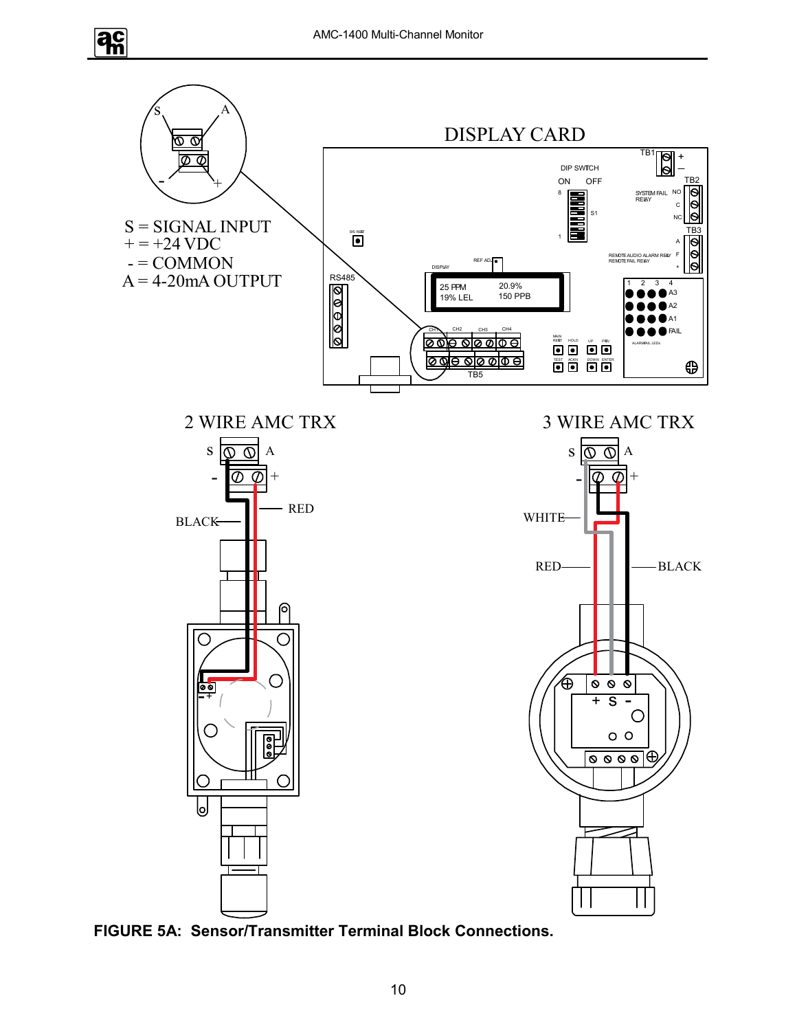DISPLAY CARD

S = SIGNAL INPUT
+ = +24 VDC
- = COMMON
A = 4-20mA OUTPUT

2 WIRE AMC TRX

3 WIRE AMC TRX

**FIGURE 5A: Sensor/Transmitter Terminal Block Connections.**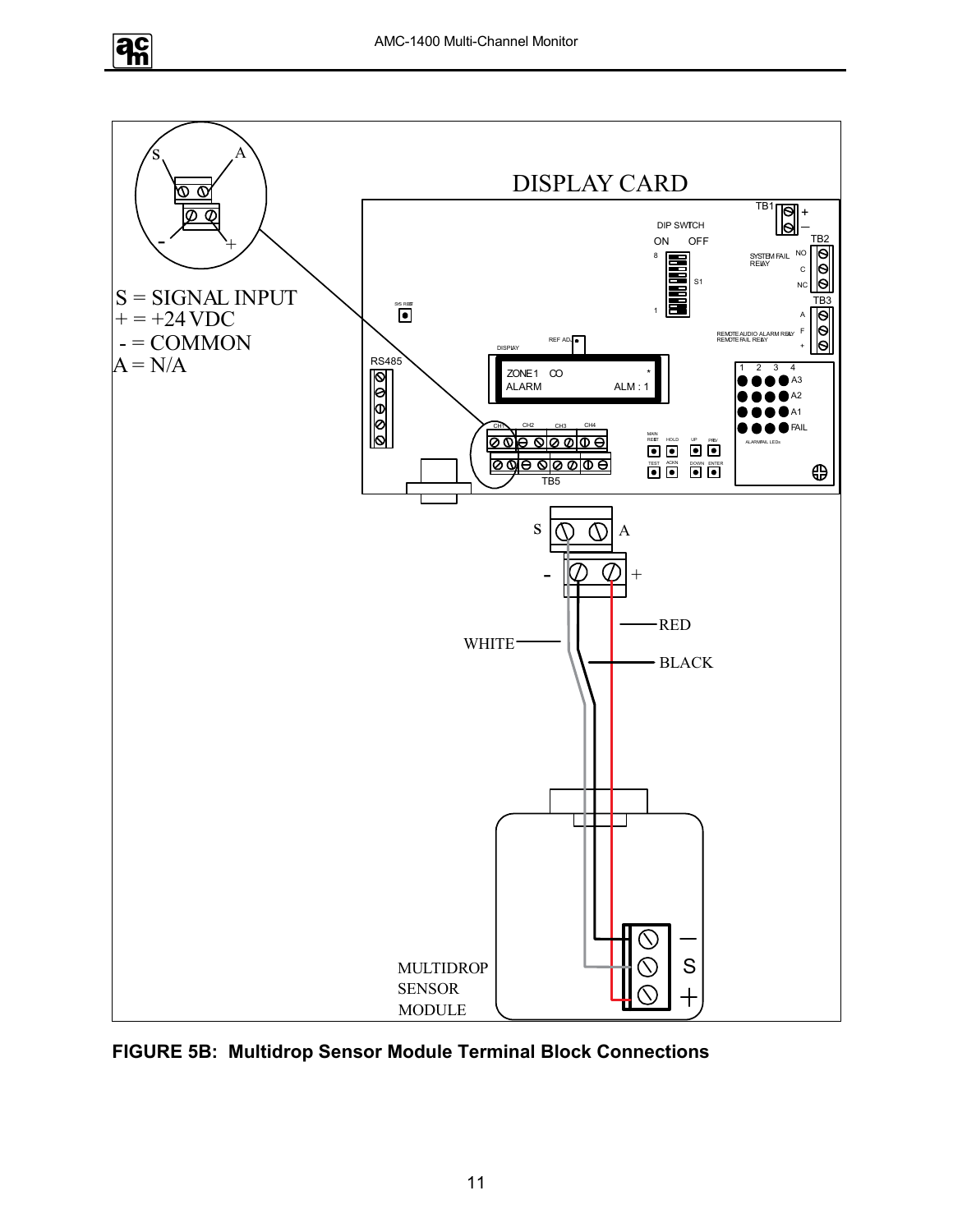S = SIGNAL INPUT
+ = +24 VDC
- = COMMON
A = N/A

DISPLAY CARD

**FIGURE 5B: Multidrop Sensor Module Terminal Block Connections**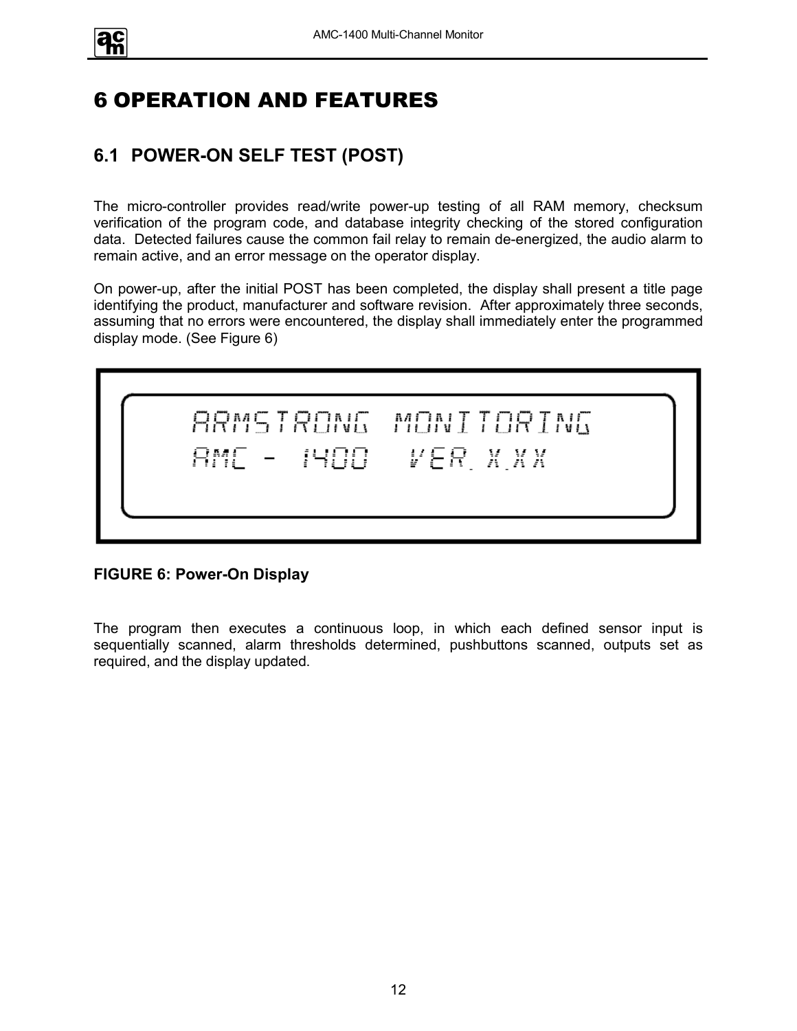# 6 OPERATION AND FEATURES

## 6.1 POWER-ON SELF TEST (POST)

The micro-controller provides read/write power-up testing of all RAM memory, checksum verification of the program code, and database integrity checking of the stored configuration data. Detected failures cause the common fail relay to remain de-energized, the audio alarm to remain active, and an error message on the operator display.

On power-up, after the initial POST has been completed, the display shall present a title page identifying the product, manufacturer and software revision. After approximately three seconds, assuming that no errors were encountered, the display shall immediately enter the programmed display mode. (See Figure 6)

```
ARMSTRONG MONITORING
AMC - 1400  VER. X.XX
```

**FIGURE 6: Power-On Display**

The program then executes a continuous loop, in which each defined sensor input is sequentially scanned, alarm thresholds determined, pushbuttons scanned, outputs set as required, and the display updated.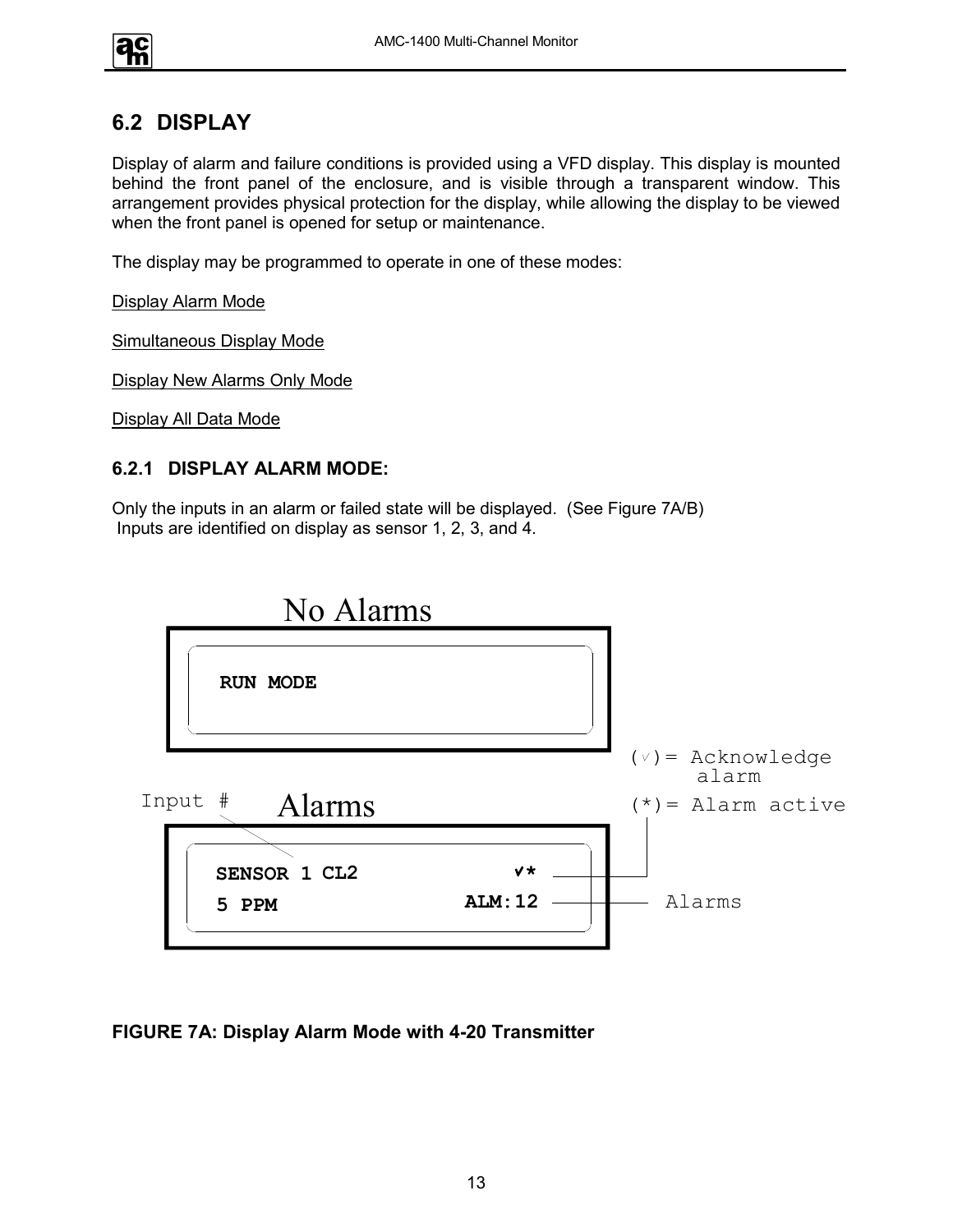## 6.2 DISPLAY

Display of alarm and failure conditions is provided using a VFD display. This display is mounted behind the front panel of the enclosure, and is visible through a transparent window. This arrangement provides physical protection for the display, while allowing the display to be viewed when the front panel is opened for setup or maintenance.

The display may be programmed to operate in one of these modes:

Display Alarm Mode

Simultaneous Display Mode

Display New Alarms Only Mode

Display All Data Mode

### 6.2.1 DISPLAY ALARM MODE:

Only the inputs in an alarm or failed state will be displayed. (See Figure 7A/B)
Inputs are identified on display as sensor 1, 2, 3, and 4.

No Alarms

```
RUN MODE
```

Alarms

```
SENSOR 1 CL2          √*
5 PPM             ALM:12
```

Input #

(√)= Acknowledge alarm

(*)= Alarm active

Alarms

**FIGURE 7A: Display Alarm Mode with 4-20 Transmitter**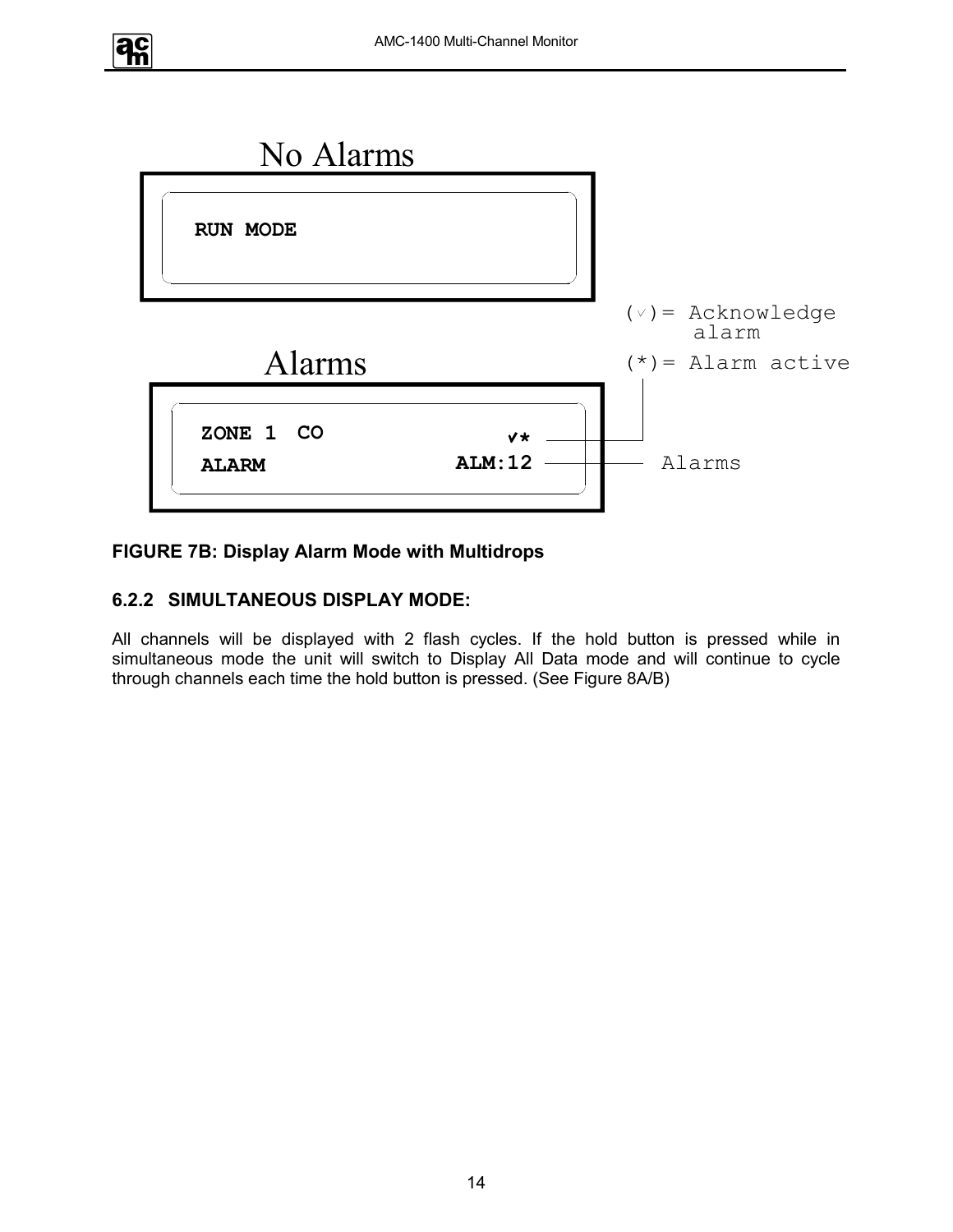No Alarms

```
RUN MODE
```

Alarms

```
ZONE 1  CO            ✓*
ALARM             ALM:12
```

(✓)= Acknowledge alarm

(*)= Alarm active

Alarms

**FIGURE 7B: Display Alarm Mode with Multidrops**

### 6.2.2 SIMULTANEOUS DISPLAY MODE:

All channels will be displayed with 2 flash cycles. If the hold button is pressed while in simultaneous mode the unit will switch to Display All Data mode and will continue to cycle through channels each time the hold button is pressed. (See Figure 8A/B)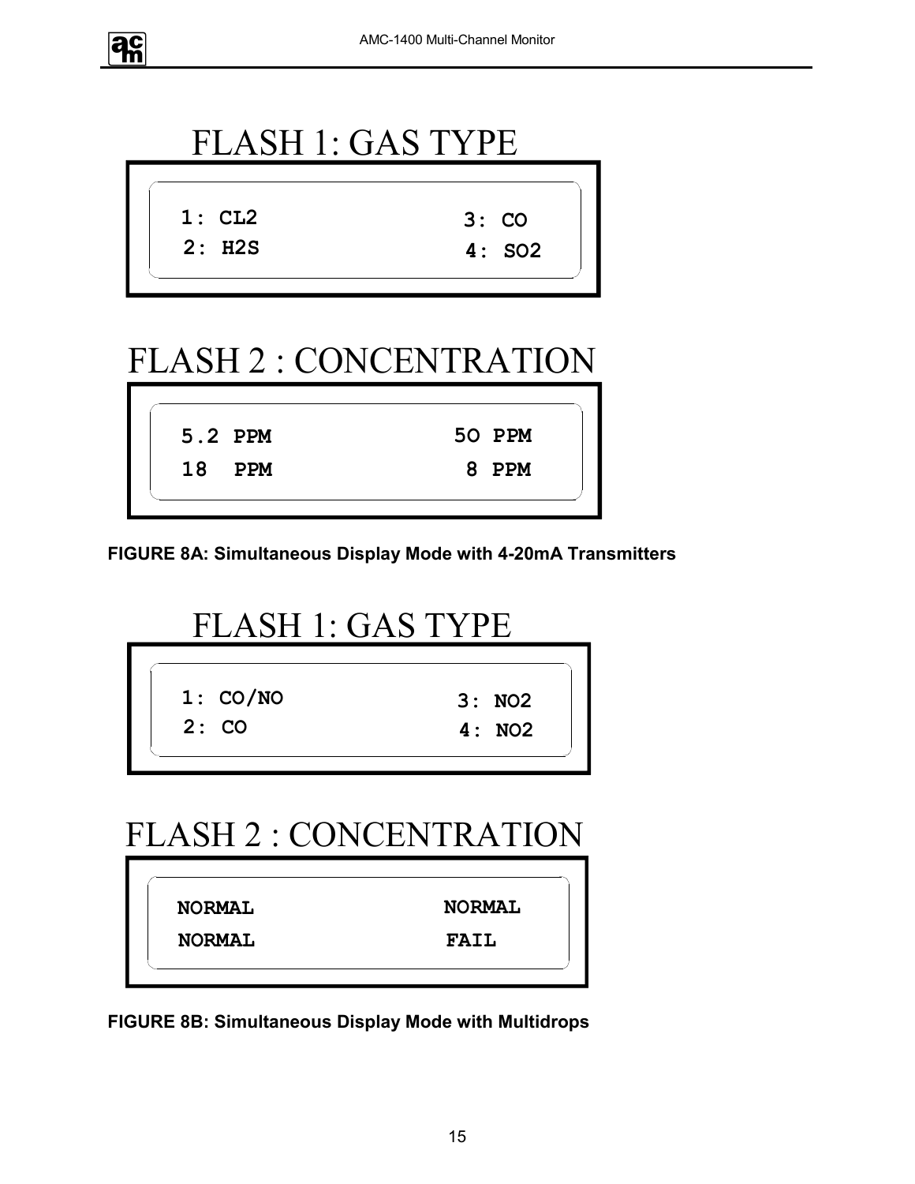## FLASH 1: GAS TYPE

```
1: CL2                3: CO
2: H2S                4: SO2
```

## FLASH 2 : CONCENTRATION

```
5.2 PPM               5O PPM
18  PPM                8 PPM
```

**FIGURE 8A: Simultaneous Display Mode with 4-20mA Transmitters**

## FLASH 1: GAS TYPE

```
1: CO/NO              3: NO2
2: CO                 4: NO2
```

## FLASH 2 : CONCENTRATION

```
NORMAL                NORMAL
NORMAL                FAIL
```

**FIGURE 8B: Simultaneous Display Mode with Multidrops**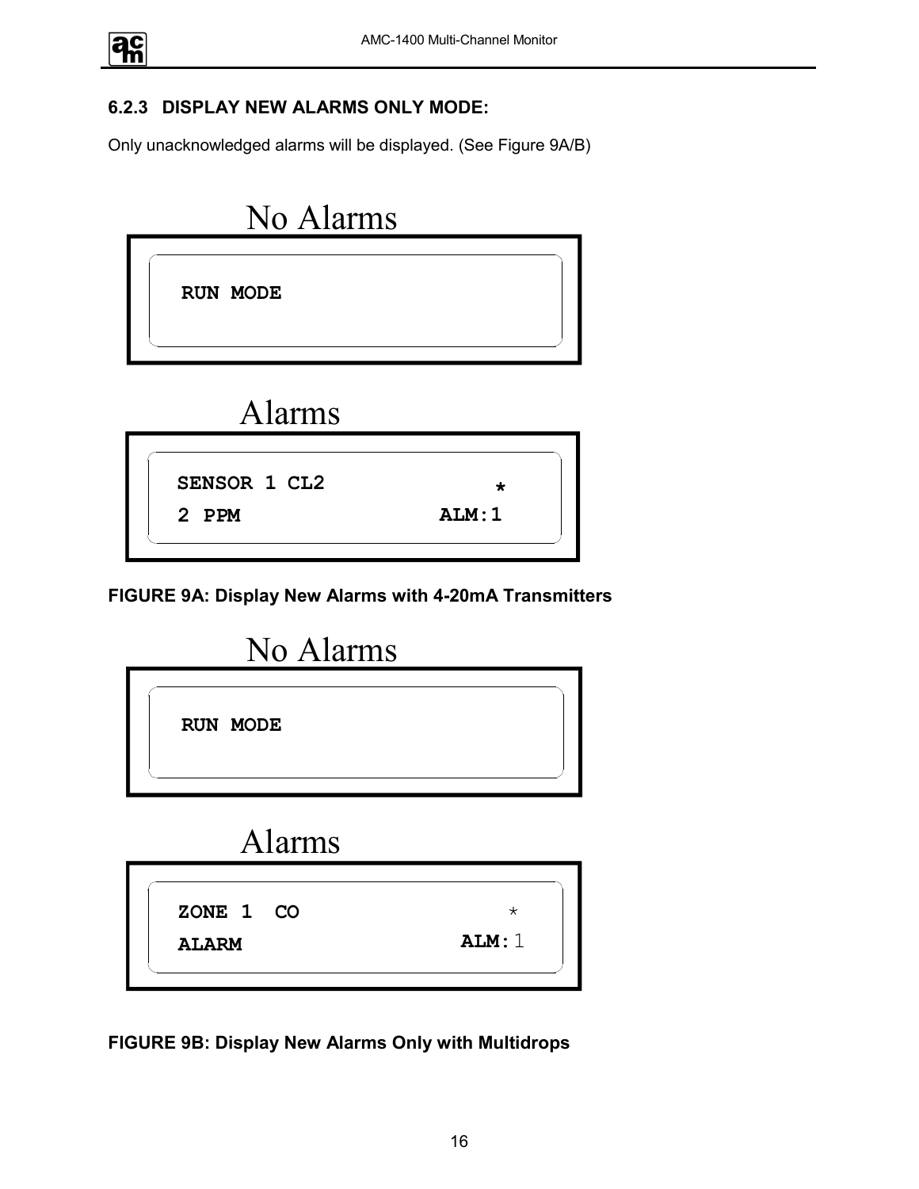### 6.2.3 DISPLAY NEW ALARMS ONLY MODE:

Only unacknowledged alarms will be displayed. (See Figure 9A/B)

No Alarms

```
RUN MODE
```

Alarms

```
SENSOR 1 CL2          *
2 PPM             ALM:1
```

**FIGURE 9A: Display New Alarms with 4-20mA Transmitters**

No Alarms

```
RUN MODE
```

Alarms

```
ZONE 1  CO            *
ALARM             ALM:1
```

**FIGURE 9B: Display New Alarms Only with Multidrops**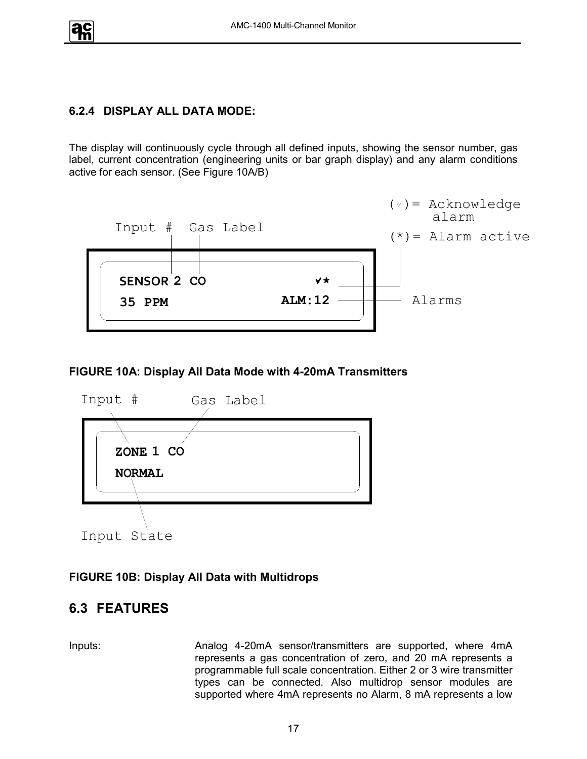### 6.2.4 DISPLAY ALL DATA MODE:

The display will continuously cycle through all defined inputs, showing the sensor number, gas label, current concentration (engineering units or bar graph display) and any alarm conditions active for each sensor. (See Figure 10A/B)

```
                                                (√)= Acknowledge
                                                     alarm
      Input #  Gas Label
                                                (*)= Alarm active

   SENSOR 2 CO                 √*
   35 PPM                  ALM:12  ----------  Alarms
```

**FIGURE 10A: Display All Data Mode with 4-20mA Transmitters**

```
   Input #        Gas Label

   ZONE 1 CO
   NORMAL

   Input State
```

**FIGURE 10B: Display All Data with Multidrops**

## 6.3 FEATURES

Inputs: Analog 4-20mA sensor/transmitters are supported, where 4mA represents a gas concentration of zero, and 20 mA represents a programmable full scale concentration. Either 2 or 3 wire transmitter types can be connected. Also multidrop sensor modules are supported where 4mA represents no Alarm, 8 mA represents a low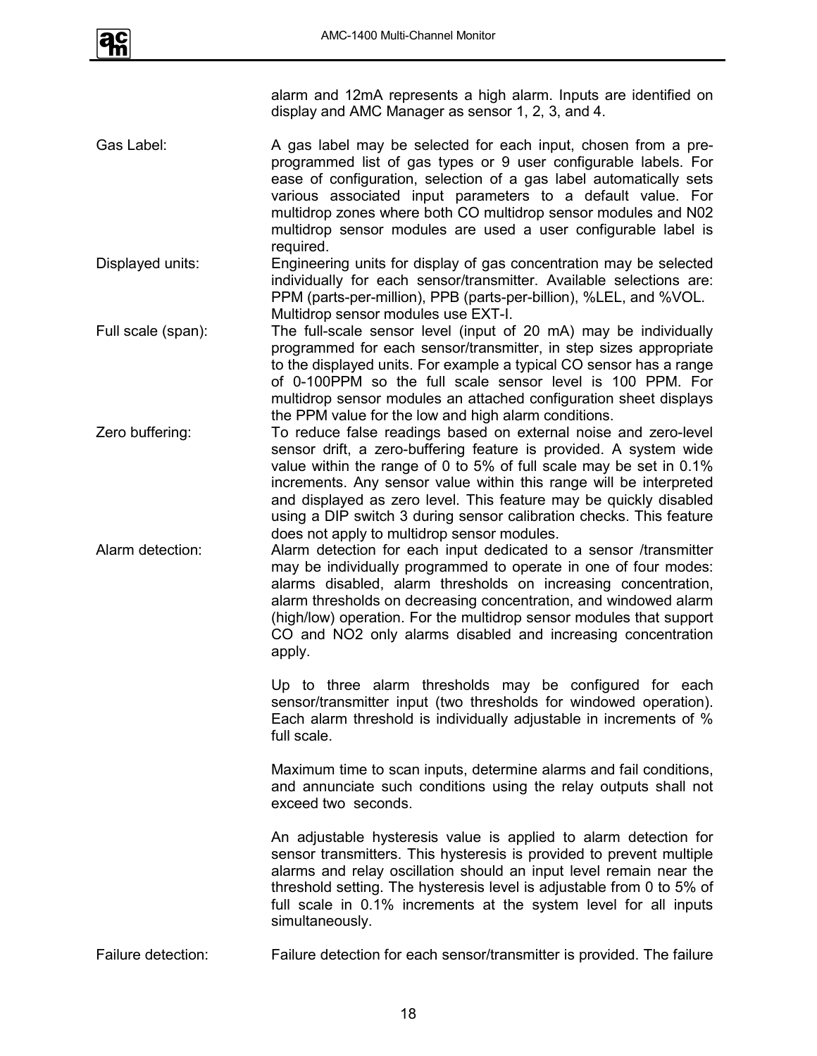alarm and 12mA represents a high alarm. Inputs are identified on display and AMC Manager as sensor 1, 2, 3, and 4.

**Gas Label:** A gas label may be selected for each input, chosen from a pre-programmed list of gas types or 9 user configurable labels. For ease of configuration, selection of a gas label automatically sets various associated input parameters to a default value. For multidrop zones where both CO multidrop sensor modules and N02 multidrop sensor modules are used a user configurable label is required.

**Displayed units:** Engineering units for display of gas concentration may be selected individually for each sensor/transmitter. Available selections are: PPM (parts-per-million), PPB (parts-per-billion), %LEL, and %VOL. Multidrop sensor modules use EXT-I.

**Full scale (span):** The full-scale sensor level (input of 20 mA) may be individually programmed for each sensor/transmitter, in step sizes appropriate to the displayed units. For example a typical CO sensor has a range of 0-100PPM so the full scale sensor level is 100 PPM. For multidrop sensor modules an attached configuration sheet displays the PPM value for the low and high alarm conditions.

**Zero buffering:** To reduce false readings based on external noise and zero-level sensor drift, a zero-buffering feature is provided. A system wide value within the range of 0 to 5% of full scale may be set in 0.1% increments. Any sensor value within this range will be interpreted and displayed as zero level. This feature may be quickly disabled using a DIP switch 3 during sensor calibration checks. This feature does not apply to multidrop sensor modules.

**Alarm detection:** Alarm detection for each input dedicated to a sensor /transmitter may be individually programmed to operate in one of four modes: alarms disabled, alarm thresholds on increasing concentration, alarm thresholds on decreasing concentration, and windowed alarm (high/low) operation. For the multidrop sensor modules that support CO and NO2 only alarms disabled and increasing concentration apply.

Up to three alarm thresholds may be configured for each sensor/transmitter input (two thresholds for windowed operation). Each alarm threshold is individually adjustable in increments of % full scale.

Maximum time to scan inputs, determine alarms and fail conditions, and annunciate such conditions using the relay outputs shall not exceed two seconds.

An adjustable hysteresis value is applied to alarm detection for sensor transmitters. This hysteresis is provided to prevent multiple alarms and relay oscillation should an input level remain near the threshold setting. The hysteresis level is adjustable from 0 to 5% of full scale in 0.1% increments at the system level for all inputs simultaneously.

**Failure detection:** Failure detection for each sensor/transmitter is provided. The failure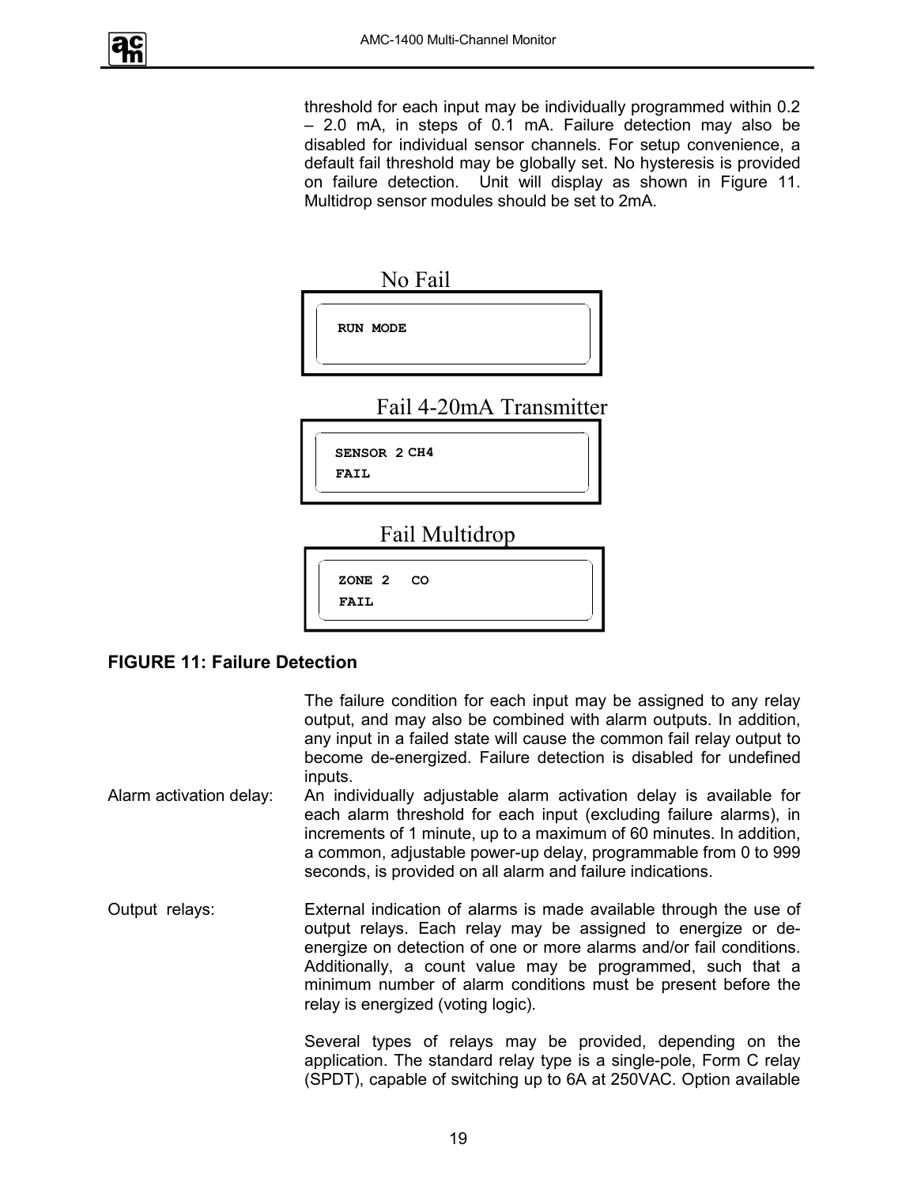threshold for each input may be individually programmed within 0.2 – 2.0 mA, in steps of 0.1 mA. Failure detection may also be disabled for individual sensor channels. For setup convenience, a default fail threshold may be globally set. No hysteresis is provided on failure detection. Unit will display as shown in Figure 11. Multidrop sensor modules should be set to 2mA.

No Fail

```
RUN MODE
```

Fail 4-20mA Transmitter

```
SENSOR 2 CH4
FAIL
```

Fail Multidrop

```
ZONE 2   CO
FAIL
```

**FIGURE 11: Failure Detection**

The failure condition for each input may be assigned to any relay output, and may also be combined with alarm outputs. In addition, any input in a failed state will cause the common fail relay output to become de-energized. Failure detection is disabled for undefined inputs.

Alarm activation delay: An individually adjustable alarm activation delay is available for each alarm threshold for each input (excluding failure alarms), in increments of 1 minute, up to a maximum of 60 minutes. In addition, a common, adjustable power-up delay, programmable from 0 to 999 seconds, is provided on all alarm and failure indications.

Output relays: External indication of alarms is made available through the use of output relays. Each relay may be assigned to energize or de-energize on detection of one or more alarms and/or fail conditions. Additionally, a count value may be programmed, such that a minimum number of alarm conditions must be present before the relay is energized (voting logic).

Several types of relays may be provided, depending on the application. The standard relay type is a single-pole, Form C relay (SPDT), capable of switching up to 6A at 250VAC. Option available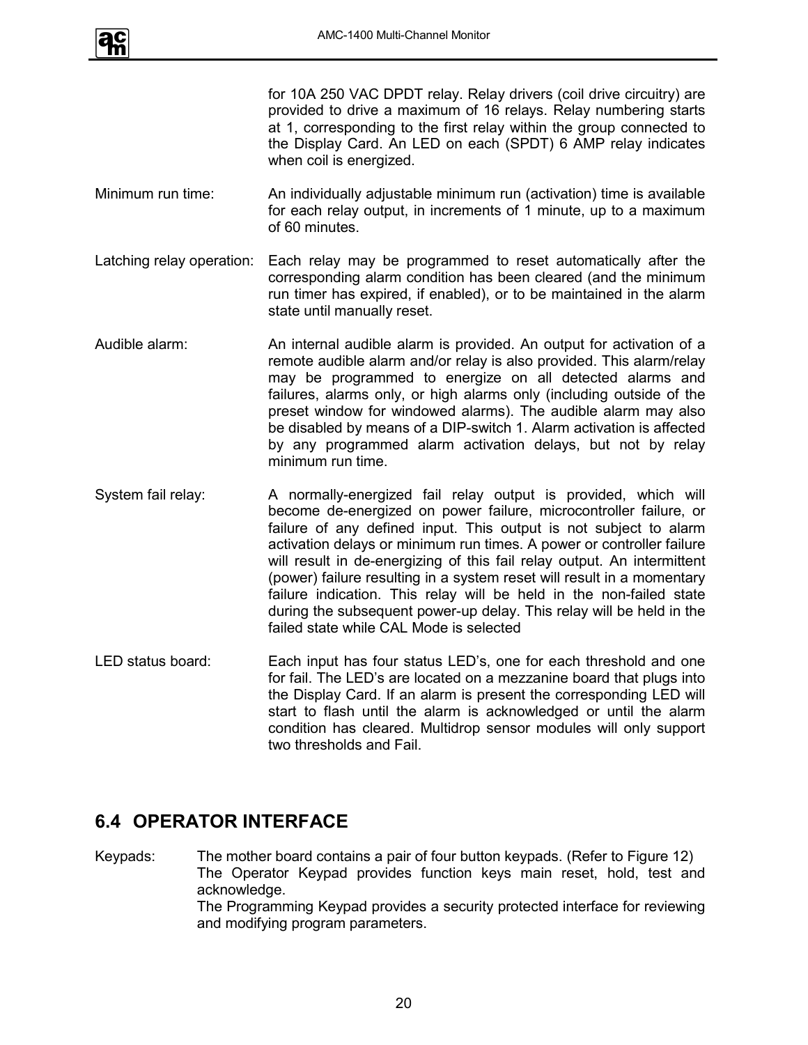for 10A 250 VAC DPDT relay. Relay drivers (coil drive circuitry) are provided to drive a maximum of 16 relays. Relay numbering starts at 1, corresponding to the first relay within the group connected to the Display Card. An LED on each (SPDT) 6 AMP relay indicates when coil is energized.

Minimum run time: An individually adjustable minimum run (activation) time is available for each relay output, in increments of 1 minute, up to a maximum of 60 minutes.

Latching relay operation: Each relay may be programmed to reset automatically after the corresponding alarm condition has been cleared (and the minimum run timer has expired, if enabled), or to be maintained in the alarm state until manually reset.

Audible alarm: An internal audible alarm is provided. An output for activation of a remote audible alarm and/or relay is also provided. This alarm/relay may be programmed to energize on all detected alarms and failures, alarms only, or high alarms only (including outside of the preset window for windowed alarms). The audible alarm may also be disabled by means of a DIP-switch 1. Alarm activation is affected by any programmed alarm activation delays, but not by relay minimum run time.

System fail relay: A normally-energized fail relay output is provided, which will become de-energized on power failure, microcontroller failure, or failure of any defined input. This output is not subject to alarm activation delays or minimum run times. A power or controller failure will result in de-energizing of this fail relay output. An intermittent (power) failure resulting in a system reset will result in a momentary failure indication. This relay will be held in the non-failed state during the subsequent power-up delay. This relay will be held in the failed state while CAL Mode is selected

LED status board: Each input has four status LED's, one for each threshold and one for fail. The LED's are located on a mezzanine board that plugs into the Display Card. If an alarm is present the corresponding LED will start to flash until the alarm is acknowledged or until the alarm condition has cleared. Multidrop sensor modules will only support two thresholds and Fail.

## 6.4 OPERATOR INTERFACE

Keypads: The mother board contains a pair of four button keypads. (Refer to Figure 12)
The Operator Keypad provides function keys main reset, hold, test and acknowledge.
The Programming Keypad provides a security protected interface for reviewing and modifying program parameters.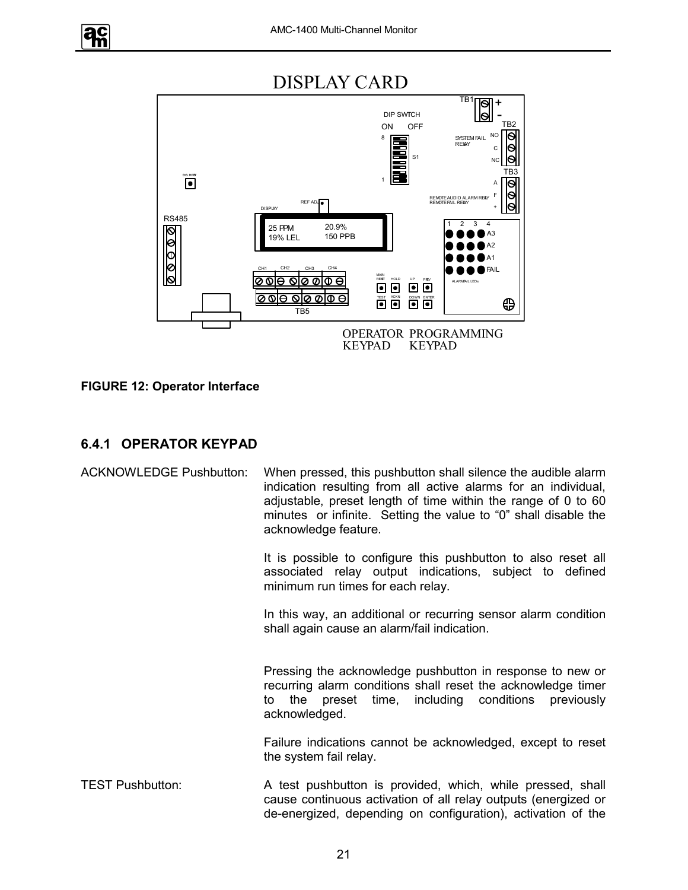# DISPLAY CARD

TB1 + -

DIP SWITCH

ON OFF

8

S1

1

SYSTEM FAIL RELAY

NO C NC

TB2

TB3

A F +

REMOTE AUDIO ALARM RELAY
REMOTE FAIL RELAY

SYS RESET

REF ADJ.

DISPLAY

RS485

25 PPM 20.9%
19% LEL 150 PPB

1 2 3 4

A3 A2 A1 FAIL

ALARM/FAIL LEDs

CH1 CH2 CH3 CH4

TB5

MAIN RESET HOLD UP PREV

TEST ACKN DOWN ENTER

OPERATOR KEYPAD PROGRAMMING KEYPAD

**FIGURE 12: Operator Interface**

### 6.4.1 OPERATOR KEYPAD

ACKNOWLEDGE Pushbutton: When pressed, this pushbutton shall silence the audible alarm indication resulting from all active alarms for an individual, adjustable, preset length of time within the range of 0 to 60 minutes or infinite. Setting the value to "0" shall disable the acknowledge feature.

It is possible to configure this pushbutton to also reset all associated relay output indications, subject to defined minimum run times for each relay.

In this way, an additional or recurring sensor alarm condition shall again cause an alarm/fail indication.

Pressing the acknowledge pushbutton in response to new or recurring alarm conditions shall reset the acknowledge timer to the preset time, including conditions previously acknowledged.

Failure indications cannot be acknowledged, except to reset the system fail relay.

TEST Pushbutton: A test pushbutton is provided, which, while pressed, shall cause continuous activation of all relay outputs (energized or de-energized, depending on configuration), activation of the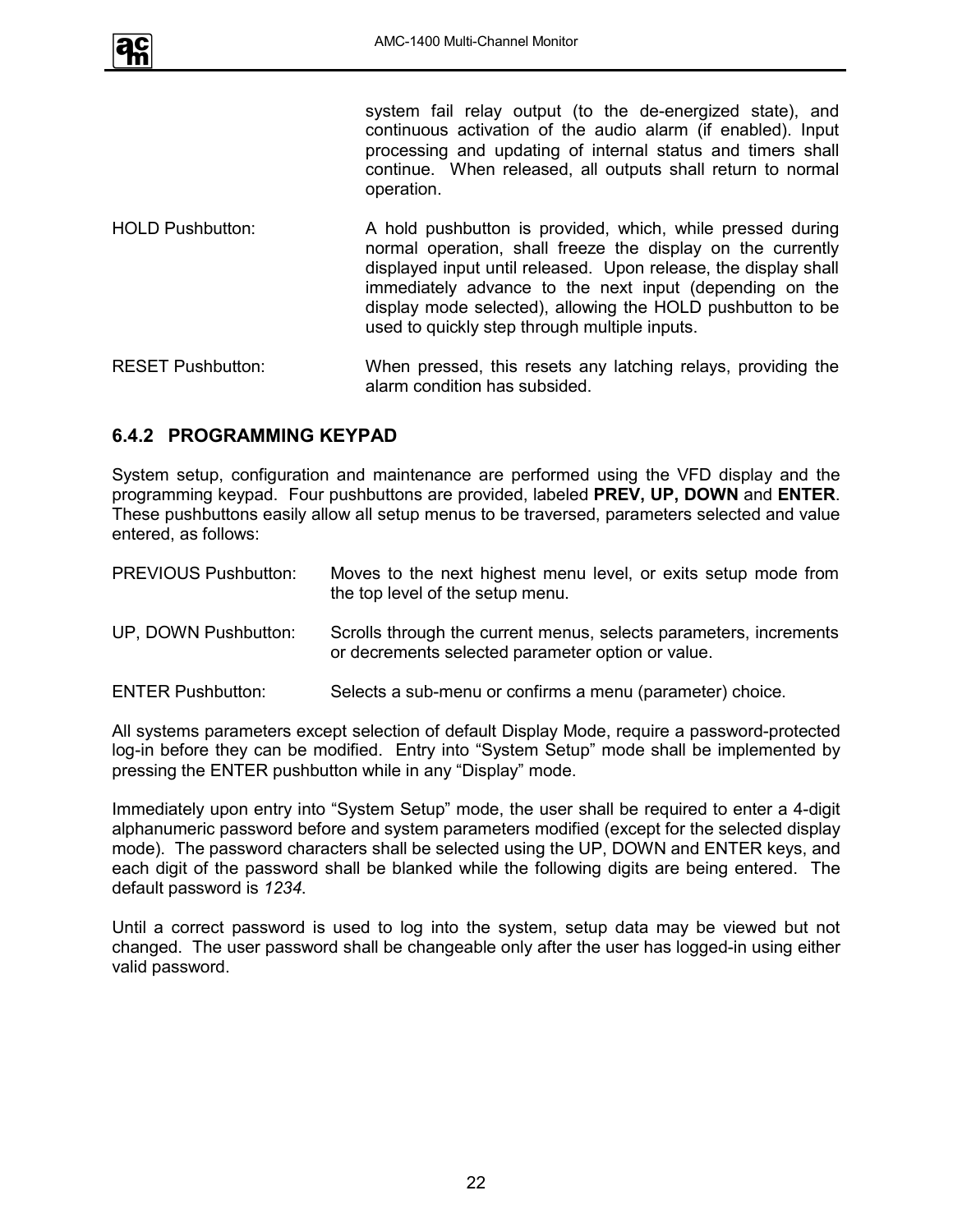system fail relay output (to the de-energized state), and continuous activation of the audio alarm (if enabled). Input processing and updating of internal status and timers shall continue. When released, all outputs shall return to normal operation.

HOLD Pushbutton: A hold pushbutton is provided, which, while pressed during normal operation, shall freeze the display on the currently displayed input until released. Upon release, the display shall immediately advance to the next input (depending on the display mode selected), allowing the HOLD pushbutton to be used to quickly step through multiple inputs.

RESET Pushbutton: When pressed, this resets any latching relays, providing the alarm condition has subsided.

### 6.4.2 PROGRAMMING KEYPAD

System setup, configuration and maintenance are performed using the VFD display and the programming keypad. Four pushbuttons are provided, labeled **PREV, UP, DOWN** and **ENTER**. These pushbuttons easily allow all setup menus to be traversed, parameters selected and value entered, as follows:

PREVIOUS Pushbutton: Moves to the next highest menu level, or exits setup mode from the top level of the setup menu.

UP, DOWN Pushbutton: Scrolls through the current menus, selects parameters, increments or decrements selected parameter option or value.

ENTER Pushbutton: Selects a sub-menu or confirms a menu (parameter) choice.

All systems parameters except selection of default Display Mode, require a password-protected log-in before they can be modified. Entry into “System Setup” mode shall be implemented by pressing the ENTER pushbutton while in any “Display” mode.

Immediately upon entry into “System Setup” mode, the user shall be required to enter a 4-digit alphanumeric password before and system parameters modified (except for the selected display mode). The password characters shall be selected using the UP, DOWN and ENTER keys, and each digit of the password shall be blanked while the following digits are being entered. The default password is *1234*.

Until a correct password is used to log into the system, setup data may be viewed but not changed. The user password shall be changeable only after the user has logged-in using either valid password.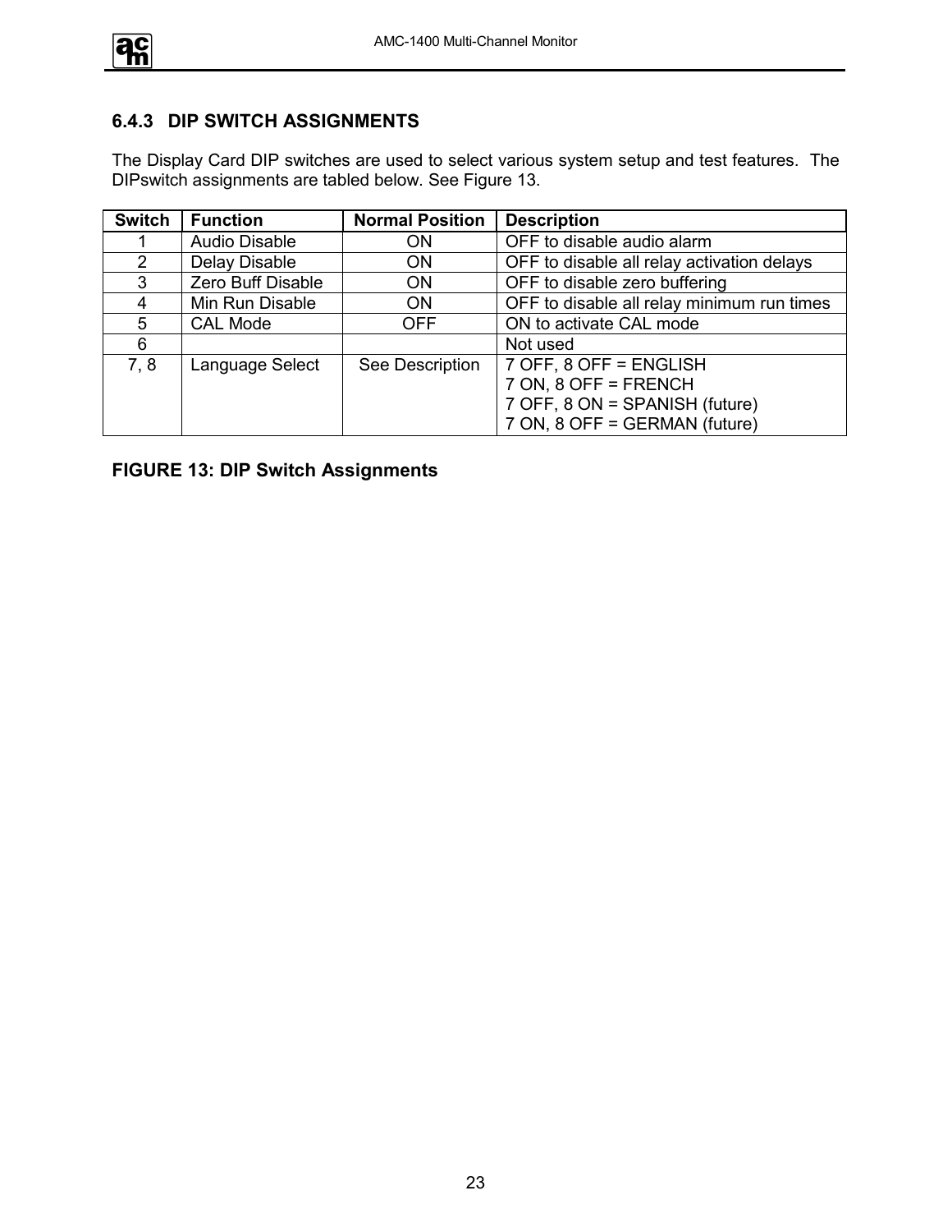### 6.4.3 DIP SWITCH ASSIGNMENTS

The Display Card DIP switches are used to select various system setup and test features. The DIPswitch assignments are tabled below. See Figure 13.

| Switch | Function | Normal Position | Description |
|---|---|---|---|
| 1 | Audio Disable | ON | OFF to disable audio alarm |
| 2 | Delay Disable | ON | OFF to disable all relay activation delays |
| 3 | Zero Buff Disable | ON | OFF to disable zero buffering |
| 4 | Min Run Disable | ON | OFF to disable all relay minimum run times |
| 5 | CAL Mode | OFF | ON to activate CAL mode |
| 6 | | | Not used |
| 7, 8 | Language Select | See Description | 7 OFF, 8 OFF = ENGLISH<br>7 ON, 8 OFF = FRENCH<br>7 OFF, 8 ON = SPANISH (future)<br>7 ON, 8 OFF = GERMAN (future) |

**FIGURE 13: DIP Switch Assignments**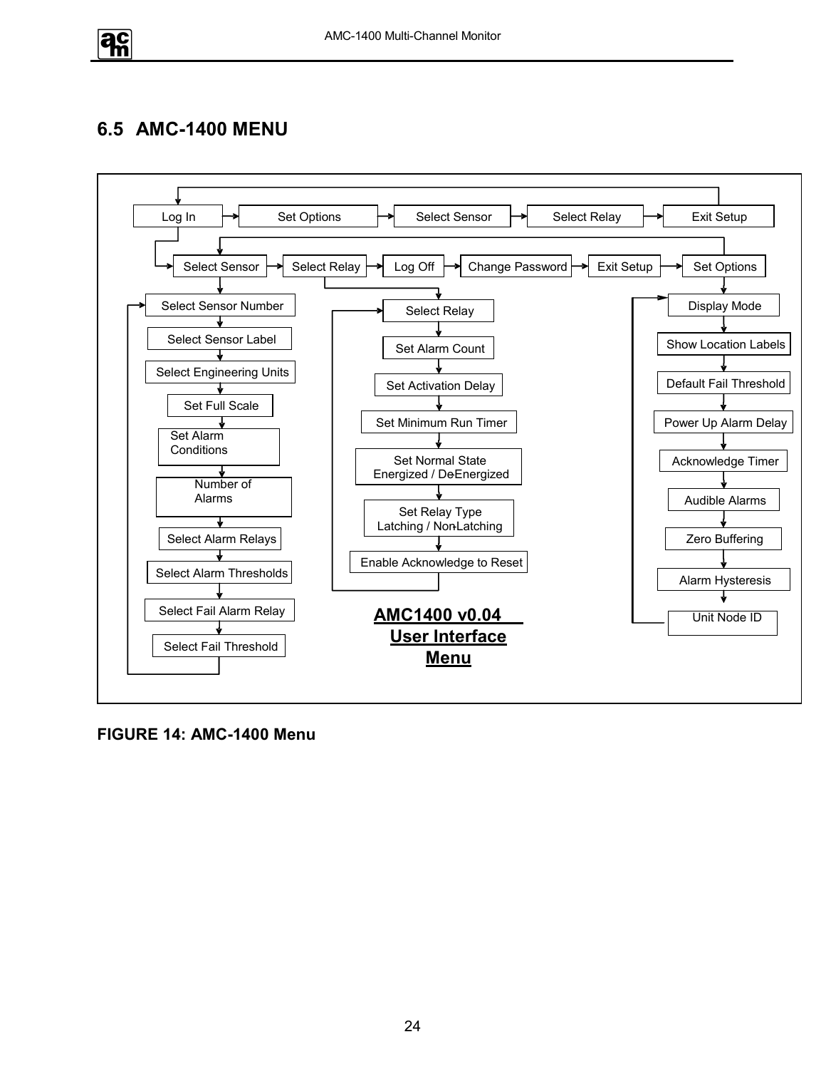## 6.5 AMC-1400 MENU

Log In → Set Options → Select Sensor → Select Relay → Exit Setup

Select Sensor → Select Relay → Log Off → Change Password → Exit Setup → Set Options

Select Sensor Number
Select Sensor Label
Select Engineering Units
Set Full Scale
Set Alarm Conditions
Number of Alarms
Select Alarm Relays
Select Alarm Thresholds
Select Fail Alarm Relay
Select Fail Threshold

Select Relay
Set Alarm Count
Set Activation Delay
Set Minimum Run Timer
Set Normal State Energized / De-Energized
Set Relay Type Latching / Non-Latching
Enable Acknowledge to Reset

Display Mode
Show Location Labels
Default Fail Threshold
Power Up Alarm Delay
Acknowledge Timer
Audible Alarms
Zero Buffering
Alarm Hysteresis
Unit Node ID

**AMC1400 v0.04 User Interface Menu**

**FIGURE 14: AMC-1400 Menu**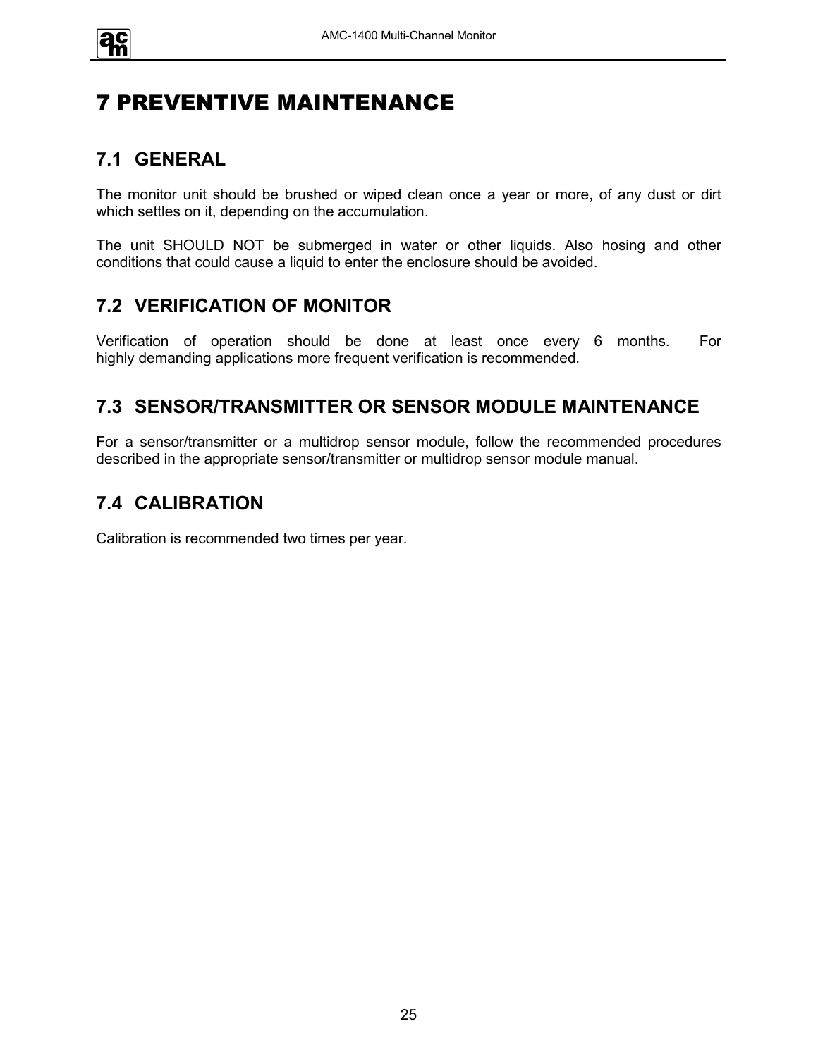# 7 PREVENTIVE MAINTENANCE

## 7.1 GENERAL

The monitor unit should be brushed or wiped clean once a year or more, of any dust or dirt which settles on it, depending on the accumulation.

The unit SHOULD NOT be submerged in water or other liquids. Also hosing and other conditions that could cause a liquid to enter the enclosure should be avoided.

## 7.2 VERIFICATION OF MONITOR

Verification of operation should be done at least once every 6 months. For highly demanding applications more frequent verification is recommended.

## 7.3 SENSOR/TRANSMITTER OR SENSOR MODULE MAINTENANCE

For a sensor/transmitter or a multidrop sensor module, follow the recommended procedures described in the appropriate sensor/transmitter or multidrop sensor module manual.

## 7.4 CALIBRATION

Calibration is recommended two times per year.